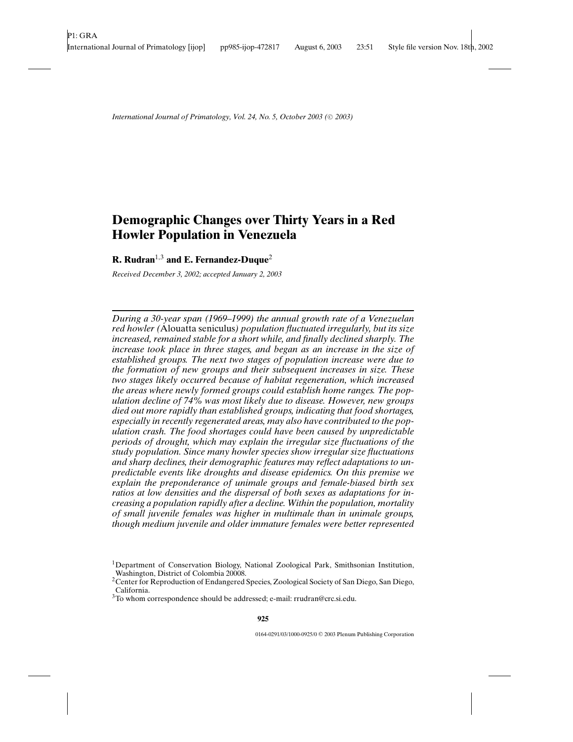*International Journal of Primatology, Vol. 24, No. 5, October 2003 (© 2003)*

# Demographic Changes over Thirty Years in a Red Howler Population in Venezuela

**R. Rudran**[1,3] **and E. Fernandez-Duque**[2]

*Received December 3, 2002; accepted January 2, 2003*

---

*During a 30-year span (1969–1999) the annual growth rate of a Venezuelan red howler (*Alouatta seniculus*) population fluctuated irregularly, but its size increased, remained stable for a short while, and finally declined sharply. The increase took place in three stages, and began as an increase in the size of established groups. The next two stages of population increase were due to the formation of new groups and their subsequent increases in size. These two stages likely occurred because of habitat regeneration, which increased the areas where newly formed groups could establish home ranges. The population decline of 74% was most likely due to disease. However, new groups died out more rapidly than established groups, indicating that food shortages, especially in recently regenerated areas, may also have contributed to the population crash. The food shortages could have been caused by unpredictable periods of drought, which may explain the irregular size fluctuations of the study population. Since many howler species show irregular size fluctuations and sharp declines, their demographic features may reflect adaptations to unpredictable events like droughts and disease epidemics. On this premise we explain the preponderance of unimale groups and female-biased birth sex ratios at low densities and the dispersal of both sexes as adaptations for increasing a population rapidly after a decline. Within the population, mortality of small juvenile females was higher in multimale than in unimale groups, though medium juvenile and older immature females were better represented*

[1] Department of Conservation Biology, National Zoological Park, Smithsonian Institution, Washington, District of Colombia 20008.

[2] Center for Reproduction of Endangered Species, Zoological Society of San Diego, San Diego, California.

[3] To whom correspondence should be addressed; e-mail: rrudran@crc.si.edu.

0164-0291/03/1000-0925/0 © 2003 Plenum Publishing Corporation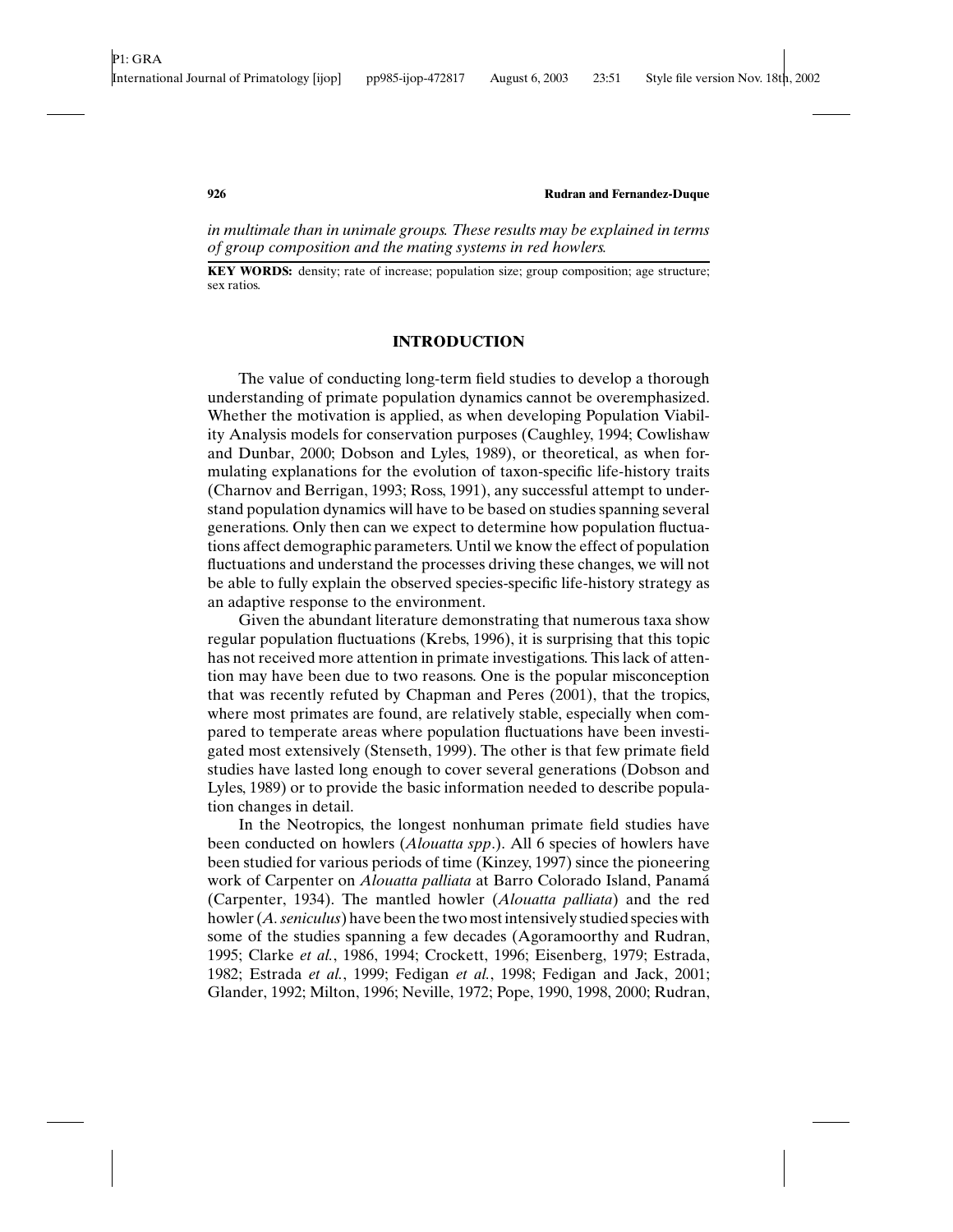*in multimale than in unimale groups. These results may be explained in terms of group composition and the mating systems in red howlers.*

**KEY WORDS:** density; rate of increase; population size; group composition; age structure; sex ratios.

## INTRODUCTION

The value of conducting long-term field studies to develop a thorough understanding of primate population dynamics cannot be overemphasized. Whether the motivation is applied, as when developing Population Viability Analysis models for conservation purposes (Caughley, 1994; Cowlishaw and Dunbar, 2000; Dobson and Lyles, 1989), or theoretical, as when formulating explanations for the evolution of taxon-specific life-history traits (Charnov and Berrigan, 1993; Ross, 1991), any successful attempt to understand population dynamics will have to be based on studies spanning several generations. Only then can we expect to determine how population fluctuations affect demographic parameters. Until we know the effect of population fluctuations and understand the processes driving these changes, we will not be able to fully explain the observed species-specific life-history strategy as an adaptive response to the environment.

Given the abundant literature demonstrating that numerous taxa show regular population fluctuations (Krebs, 1996), it is surprising that this topic has not received more attention in primate investigations. This lack of attention may have been due to two reasons. One is the popular misconception that was recently refuted by Chapman and Peres (2001), that the tropics, where most primates are found, are relatively stable, especially when compared to temperate areas where population fluctuations have been investigated most extensively (Stenseth, 1999). The other is that few primate field studies have lasted long enough to cover several generations (Dobson and Lyles, 1989) or to provide the basic information needed to describe population changes in detail.

In the Neotropics, the longest nonhuman primate field studies have been conducted on howlers (*Alouatta spp*.). All 6 species of howlers have been studied for various periods of time (Kinzey, 1997) since the pioneering work of Carpenter on *Alouatta palliata* at Barro Colorado Island, Panamá (Carpenter, 1934). The mantled howler (*Alouatta palliata*) and the red howler (*A. seniculus*) have been the two most intensively studied species with some of the studies spanning a few decades (Agoramoorthy and Rudran, 1995; Clarke *et al.*, 1986, 1994; Crockett, 1996; Eisenberg, 1979; Estrada, 1982; Estrada *et al.*, 1999; Fedigan *et al.*, 1998; Fedigan and Jack, 2001; Glander, 1992; Milton, 1996; Neville, 1972; Pope, 1990, 1998, 2000; Rudran,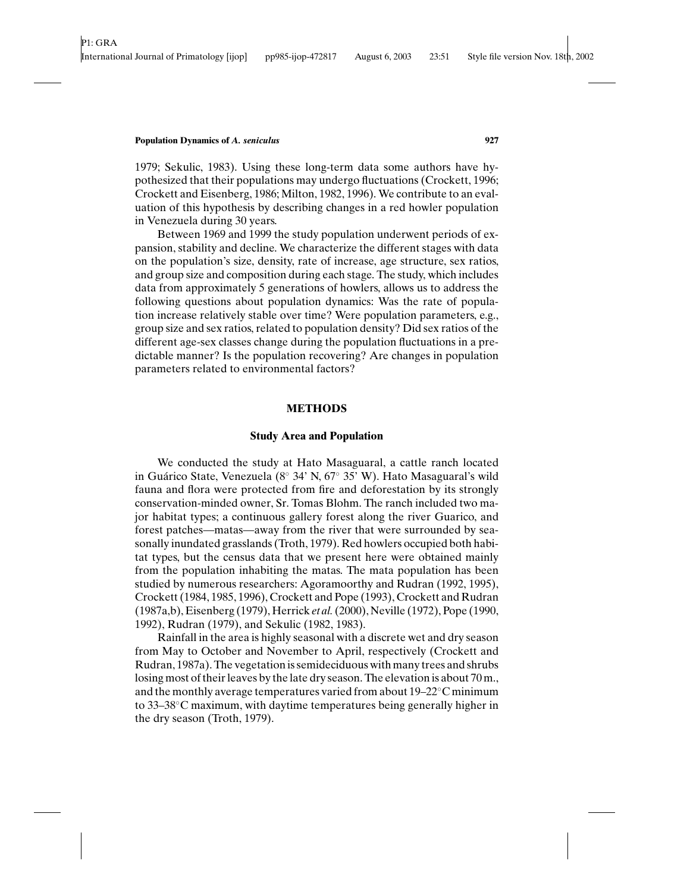1979; Sekulic, 1983). Using these long-term data some authors have hypothesized that their populations may undergo fluctuations (Crockett, 1996; Crockett and Eisenberg, 1986; Milton, 1982, 1996). We contribute to an evaluation of this hypothesis by describing changes in a red howler population in Venezuela during 30 years.

Between 1969 and 1999 the study population underwent periods of expansion, stability and decline. We characterize the different stages with data on the population's size, density, rate of increase, age structure, sex ratios, and group size and composition during each stage. The study, which includes data from approximately 5 generations of howlers, allows us to address the following questions about population dynamics: Was the rate of population increase relatively stable over time? Were population parameters, e.g., group size and sex ratios, related to population density? Did sex ratios of the different age-sex classes change during the population fluctuations in a predictable manner? Is the population recovering? Are changes in population parameters related to environmental factors?

## METHODS

### Study Area and Population

We conducted the study at Hato Masaguaral, a cattle ranch located in Guárico State, Venezuela (8° 34' N, 67° 35' W). Hato Masaguaral's wild fauna and flora were protected from fire and deforestation by its strongly conservation-minded owner, Sr. Tomas Blohm. The ranch included two major habitat types; a continuous gallery forest along the river Guarico, and forest patches—matas—away from the river that were surrounded by seasonally inundated grasslands (Troth, 1979). Red howlers occupied both habitat types, but the census data that we present here were obtained mainly from the population inhabiting the matas. The mata population has been studied by numerous researchers: Agoramoorthy and Rudran (1992, 1995), Crockett (1984, 1985, 1996), Crockett and Pope (1993), Crockett and Rudran (1987a,b), Eisenberg (1979), Herrick *et al.* (2000), Neville (1972), Pope (1990, 1992), Rudran (1979), and Sekulic (1982, 1983).

Rainfall in the area is highly seasonal with a discrete wet and dry season from May to October and November to April, respectively (Crockett and Rudran, 1987a). The vegetation is semideciduous with many trees and shrubs losing most of their leaves by the late dry season. The elevation is about 70 m., and the monthly average temperatures varied from about 19–22°C minimum to 33–38°C maximum, with daytime temperatures being generally higher in the dry season (Troth, 1979).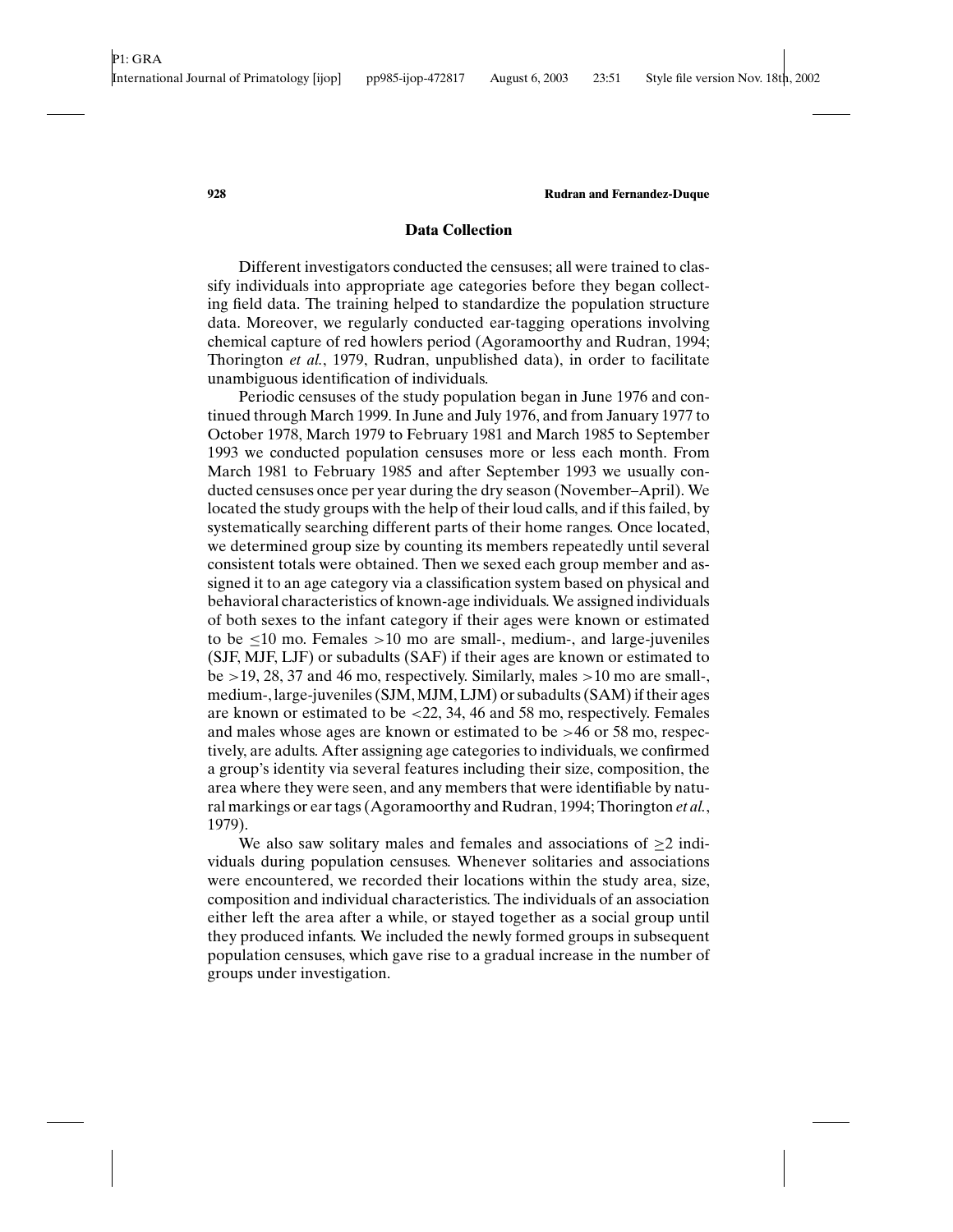## Data Collection

Different investigators conducted the censuses; all were trained to classify individuals into appropriate age categories before they began collecting field data. The training helped to standardize the population structure data. Moreover, we regularly conducted ear-tagging operations involving chemical capture of red howlers period (Agoramoorthy and Rudran, 1994; Thorington *et al.*, 1979, Rudran, unpublished data), in order to facilitate unambiguous identification of individuals.

Periodic censuses of the study population began in June 1976 and continued through March 1999. In June and July 1976, and from January 1977 to October 1978, March 1979 to February 1981 and March 1985 to September 1993 we conducted population censuses more or less each month. From March 1981 to February 1985 and after September 1993 we usually conducted censuses once per year during the dry season (November–April). We located the study groups with the help of their loud calls, and if this failed, by systematically searching different parts of their home ranges. Once located, we determined group size by counting its members repeatedly until several consistent totals were obtained. Then we sexed each group member and assigned it to an age category via a classification system based on physical and behavioral characteristics of known-age individuals. We assigned individuals of both sexes to the infant category if their ages were known or estimated to be $\leq 10$ mo. Females $>10$ mo are small-, medium-, and large-juveniles (SJF, MJF, LJF) or subadults (SAF) if their ages are known or estimated to be $>19$, 28, 37 and 46 mo, respectively. Similarly, males $>10$ mo are small-, medium-, large-juveniles (SJM, MJM, LJM) or subadults (SAM) if their ages are known or estimated to be $<22$, 34, 46 and 58 mo, respectively. Females and males whose ages are known or estimated to be $>46$ or 58 mo, respectively, are adults. After assigning age categories to individuals, we confirmed a group's identity via several features including their size, composition, the area where they were seen, and any members that were identifiable by natural markings or ear tags (Agoramoorthy and Rudran, 1994; Thorington *et al.*, 1979).

We also saw solitary males and females and associations of $\geq 2$ individuals during population censuses. Whenever solitaries and associations were encountered, we recorded their locations within the study area, size, composition and individual characteristics. The individuals of an association either left the area after a while, or stayed together as a social group until they produced infants. We included the newly formed groups in subsequent population censuses, which gave rise to a gradual increase in the number of groups under investigation.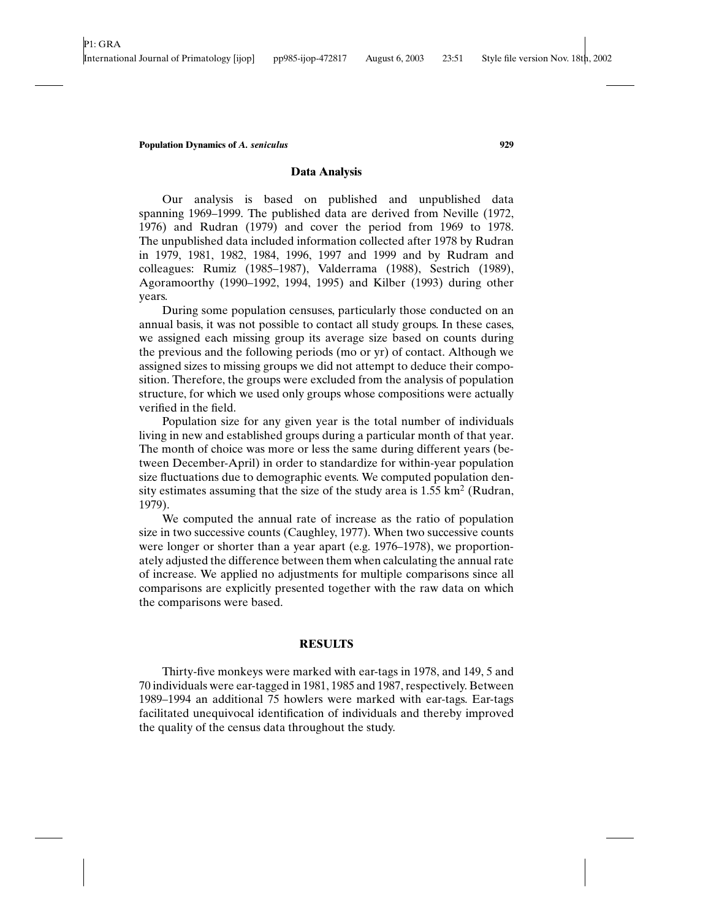### Data Analysis

Our analysis is based on published and unpublished data spanning 1969–1999. The published data are derived from Neville (1972, 1976) and Rudran (1979) and cover the period from 1969 to 1978. The unpublished data included information collected after 1978 by Rudran in 1979, 1981, 1982, 1984, 1996, 1997 and 1999 and by Rudram and colleagues: Rumiz (1985–1987), Valderrama (1988), Sestrich (1989), Agoramoorthy (1990–1992, 1994, 1995) and Kilber (1993) during other years.

During some population censuses, particularly those conducted on an annual basis, it was not possible to contact all study groups. In these cases, we assigned each missing group its average size based on counts during the previous and the following periods (mo or yr) of contact. Although we assigned sizes to missing groups we did not attempt to deduce their composition. Therefore, the groups were excluded from the analysis of population structure, for which we used only groups whose compositions were actually verified in the field.

Population size for any given year is the total number of individuals living in new and established groups during a particular month of that year. The month of choice was more or less the same during different years (between December-April) in order to standardize for within-year population size fluctuations due to demographic events. We computed population density estimates assuming that the size of the study area is 1.55 km$^2$ (Rudran, 1979).

We computed the annual rate of increase as the ratio of population size in two successive counts (Caughley, 1977). When two successive counts were longer or shorter than a year apart (e.g. 1976–1978), we proportionately adjusted the difference between them when calculating the annual rate of increase. We applied no adjustments for multiple comparisons since all comparisons are explicitly presented together with the raw data on which the comparisons were based.

## RESULTS

Thirty-five monkeys were marked with ear-tags in 1978, and 149, 5 and 70 individuals were ear-tagged in 1981, 1985 and 1987, respectively. Between 1989–1994 an additional 75 howlers were marked with ear-tags. Ear-tags facilitated unequivocal identification of individuals and thereby improved the quality of the census data throughout the study.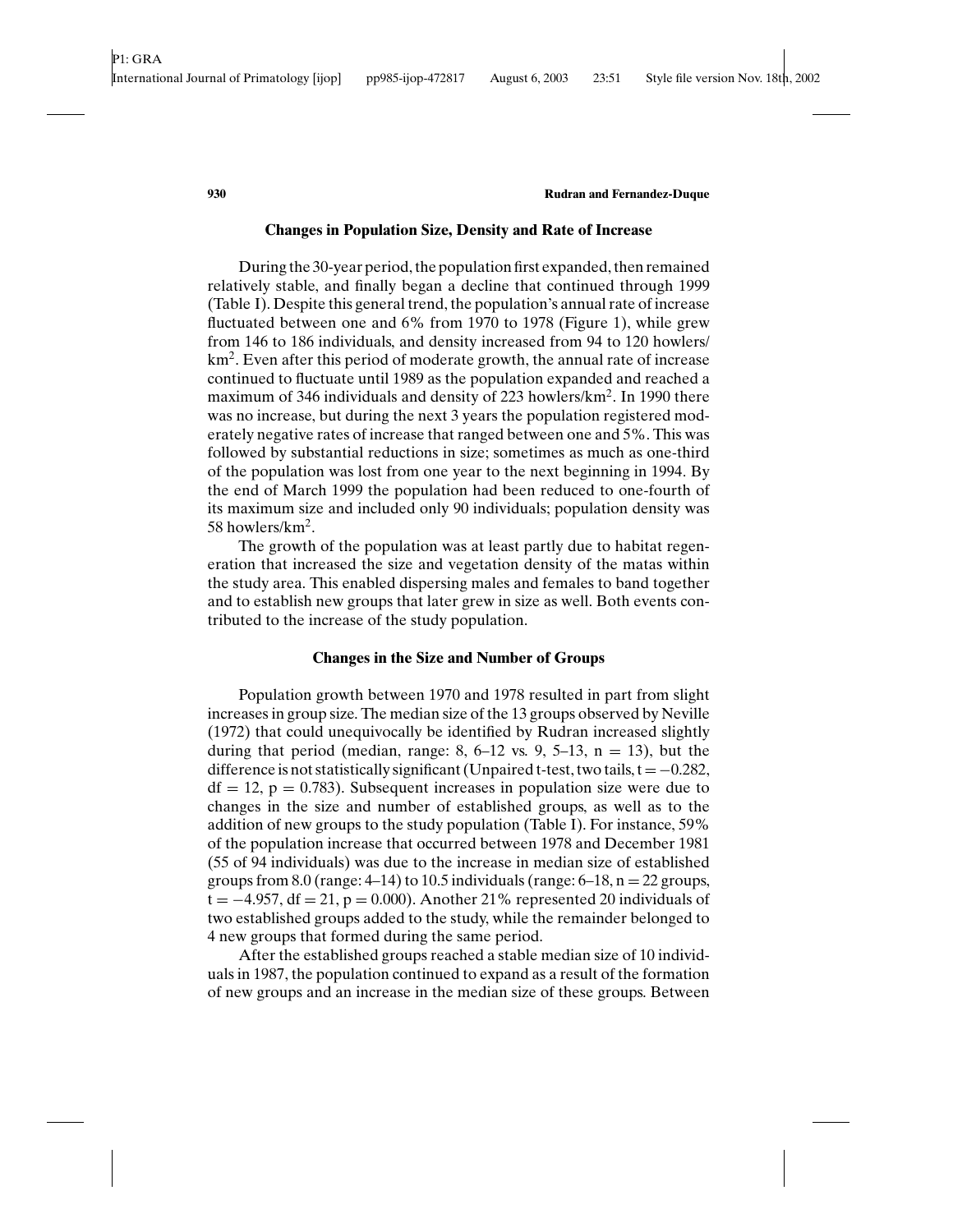### Changes in Population Size, Density and Rate of Increase

During the 30-year period, the population first expanded, then remained relatively stable, and finally began a decline that continued through 1999 (Table I). Despite this general trend, the population's annual rate of increase fluctuated between one and 6% from 1970 to 1978 (Figure 1), while grew from 146 to 186 individuals, and density increased from 94 to 120 howlers/km$^2$. Even after this period of moderate growth, the annual rate of increase continued to fluctuate until 1989 as the population expanded and reached a maximum of 346 individuals and density of 223 howlers/km$^2$. In 1990 there was no increase, but during the next 3 years the population registered moderately negative rates of increase that ranged between one and 5%. This was followed by substantial reductions in size; sometimes as much as one-third of the population was lost from one year to the next beginning in 1994. By the end of March 1999 the population had been reduced to one-fourth of its maximum size and included only 90 individuals; population density was 58 howlers/km$^2$.

The growth of the population was at least partly due to habitat regeneration that increased the size and vegetation density of the matas within the study area. This enabled dispersing males and females to band together and to establish new groups that later grew in size as well. Both events contributed to the increase of the study population.

### Changes in the Size and Number of Groups

Population growth between 1970 and 1978 resulted in part from slight increases in group size. The median size of the 13 groups observed by Neville (1972) that could unequivocally be identified by Rudran increased slightly during that period (median, range: 8, 6–12 vs. 9, 5–13, $n = 13$), but the difference is not statistically significant (Unpaired t-test, two tails, $t = -0.282$, $df = 12$, $p = 0.783$). Subsequent increases in population size were due to changes in the size and number of established groups, as well as to the addition of new groups to the study population (Table I). For instance, 59% of the population increase that occurred between 1978 and December 1981 (55 of 94 individuals) was due to the increase in median size of established groups from 8.0 (range: 4–14) to 10.5 individuals (range: 6–18, $n = 22$ groups, $t = -4.957$, $df = 21$, $p = 0.000$). Another 21% represented 20 individuals of two established groups added to the study, while the remainder belonged to 4 new groups that formed during the same period.

After the established groups reached a stable median size of 10 individuals in 1987, the population continued to expand as a result of the formation of new groups and an increase in the median size of these groups. Between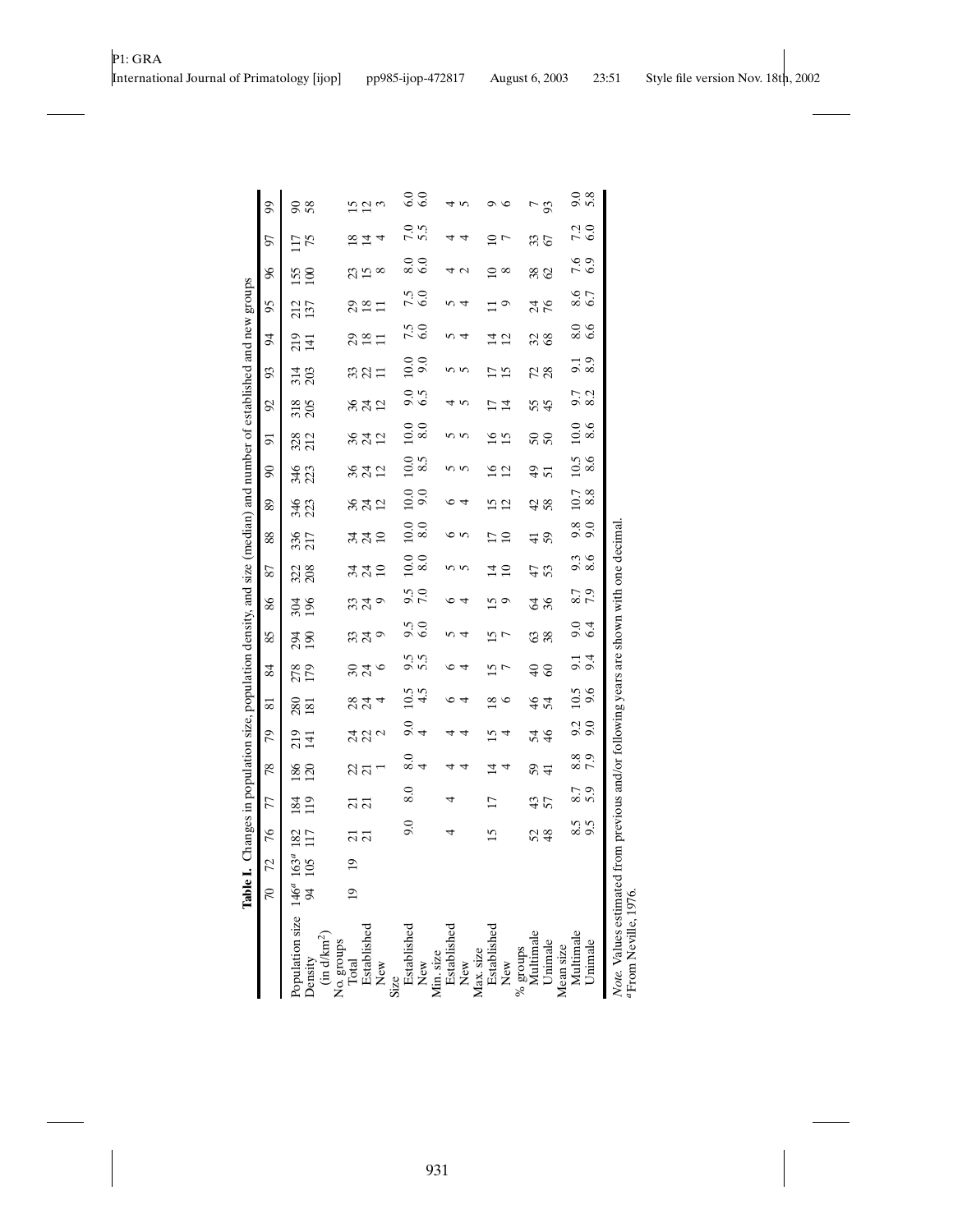**Table I.** Changes in population size, population density, and size (median) and number of established and new groups

| | 70 | 72 | 76 | 77 | 78 | 79 | 81 | 84 | 85 | 86 | 87 | 88 | 89 | 90 | 91 | 92 | 93 | 94 | 95 | 96 | 97 | 99 |
|---|---|---|---|---|---|---|---|---|---|---|---|---|---|---|---|---|---|---|---|---|---|---|
| Population size | 146[a] | 163[a] | 182 | 184 | 186 | 219 | 280 | 278 | 294 | 304 | 322 | 336 | 346 | 346 | 328 | 318 | 314 | 219 | 212 | 155 | 117 | 90 |
| Density (in d/km²) | 94 | 105 | 117 | 119 | 120 | 141 | 181 | 179 | 190 | 196 | 208 | 217 | 223 | 223 | 212 | 205 | 203 | 141 | 137 | 100 | 75 | 58 |
| No. groups | | | | | | | | | | | | | | | | | | | | | | |
| Total | 19 | 19 | 21 | 21 | 22 | 24 | 28 | 30 | 33 | 33 | 34 | 34 | 36 | 36 | 36 | 36 | 33 | 29 | 29 | 23 | 18 | 15 |
| Established | | | 21 | 21 | 21 | 22 | 24 | 24 | 24 | 24 | 24 | 24 | 24 | 24 | 24 | 24 | 22 | 18 | 18 | 15 | 14 | 12 |
| New | | | | | 1 | 2 | 4 | 6 | 9 | 9 | 10 | 10 | 12 | 12 | 12 | 12 | 11 | 11 | 11 | 8 | 4 | 3 |
| Size | | | | | | | | | | | | | | | | | | | | | | |
| Established | | | 9.0 | 8.0 | 8.0 | 9.0 | 10.5 | 9.5 | 9.5 | 9.5 | 10.0 | 10.0 | 10.0 | 10.0 | 10.0 | 9.0 | 10.0 | 7.5 | 7.5 | 8.0 | 7.0 | 6.0 |
| New | | | | | 4 | 4 | 4.5 | 5.5 | 6.0 | 7.0 | 8.0 | 8.0 | 9.0 | 8.5 | 8.0 | 6.5 | 9.0 | 6.0 | 6.0 | 6.0 | 5.5 | 6.0 |
| Min. size | | | | | | | | | | | | | | | | | | | | | | |
| Established | | | 4 | 4 | 4 | 4 | 6 | 6 | 5 | 6 | 5 | 6 | 6 | 5 | 5 | 4 | 5 | 5 | 5 | 4 | 4 | 4 |
| New | | | | | 4 | 4 | 4 | 4 | 4 | 4 | 5 | 5 | 4 | 5 | 5 | 5 | 5 | 4 | 4 | 2 | 4 | 5 |
| Max. size | | | | | | | | | | | | | | | | | | | | | | |
| Established | | | 15 | 17 | 14 | 15 | 18 | 15 | 15 | 15 | 14 | 17 | 15 | 16 | 16 | 17 | 17 | 14 | 11 | 10 | 10 | 9 |
| New | | | | | 4 | 4 | 6 | 7 | 7 | 9 | 10 | 10 | 12 | 12 | 15 | 14 | 15 | 12 | 9 | 8 | 7 | 6 |
| % groups | | | | | | | | | | | | | | | | | | | | | | |
| Multimale | | | 52 | 43 | 59 | 54 | 46 | 40 | 63 | 64 | 47 | 41 | 42 | 49 | 50 | 55 | 72 | 32 | 24 | 38 | 33 | 7 |
| Unimale | | | 48 | 57 | 41 | 46 | 54 | 60 | 38 | 36 | 53 | 59 | 58 | 51 | 50 | 45 | 28 | 68 | 76 | 62 | 67 | 93 |
| Mean size | | | | | | | | | | | | | | | | | | | | | | |
| Multimale | | | 8.5 | 8.7 | 8.8 | 9.2 | 10.5 | 9.1 | 9.0 | 8.7 | 9.3 | 9.8 | 10.7 | 10.5 | 10.0 | 9.7 | 9.1 | 8.0 | 8.6 | 7.6 | 7.2 | 9.0 |
| Unimale | | | 9.5 | 5.9 | 7.9 | 9.0 | 9.6 | 9.4 | 6.4 | 7.9 | 8.6 | 9.0 | 8.8 | 8.6 | 8.6 | 8.2 | 8.9 | 6.6 | 6.7 | 6.9 | 6.0 | 5.8 |

*Note.* Values estimated from previous and/or following years are shown with one decimal.
[a]From Neville, 1976.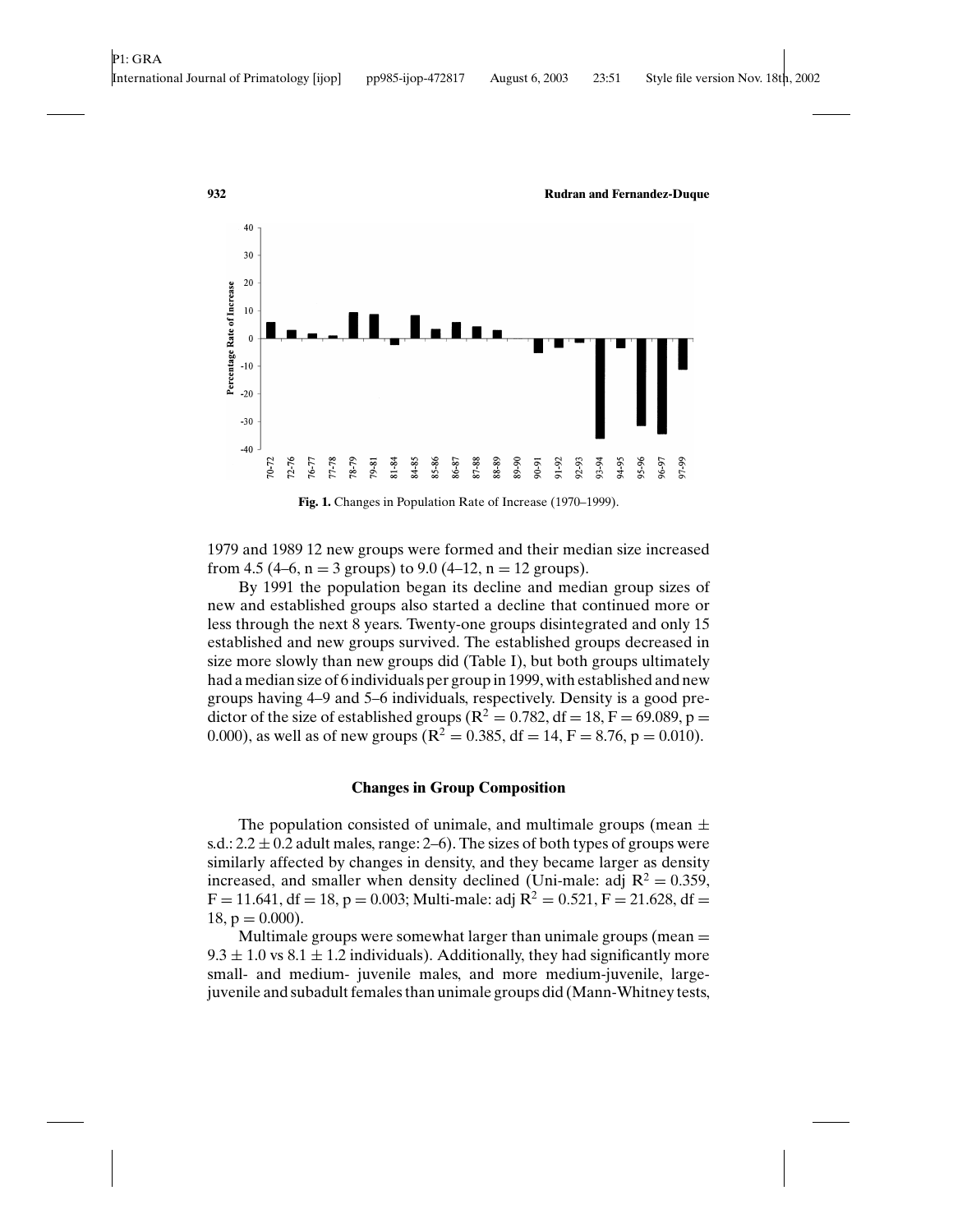**Fig. 1.** Changes in Population Rate of Increase (1970–1999).

1979 and 1989 12 new groups were formed and their median size increased from 4.5 (4–6, n = 3 groups) to 9.0 (4–12, n = 12 groups).

By 1991 the population began its decline and median group sizes of new and established groups also started a decline that continued more or less through the next 8 years. Twenty-one groups disintegrated and only 15 established and new groups survived. The established groups decreased in size more slowly than new groups did (Table I), but both groups ultimately had a median size of 6 individuals per group in 1999, with established and new groups having 4–9 and 5–6 individuals, respectively. Density is a good predictor of the size of established groups ($R^2 = 0.782$, df = 18, $F = 69.089$, $p = 0.000$), as well as of new groups ($R^2 = 0.385$, df = 14, $F = 8.76$, $p = 0.010$).

### Changes in Group Composition

The population consisted of unimale, and multimale groups (mean ± s.d.: 2.2 ± 0.2 adult males, range: 2–6). The sizes of both types of groups were similarly affected by changes in density, and they became larger as density increased, and smaller when density declined (Uni-male: adj $R^2 = 0.359$, $F = 11.641$, df = 18, $p = 0.003$; Multi-male: adj $R^2 = 0.521$, $F = 21.628$, df = 18, $p = 0.000$).

Multimale groups were somewhat larger than unimale groups (mean = 9.3 ± 1.0 vs 8.1 ± 1.2 individuals). Additionally, they had significantly more small- and medium- juvenile males, and more medium-juvenile, large-juvenile and subadult females than unimale groups did (Mann-Whitney tests,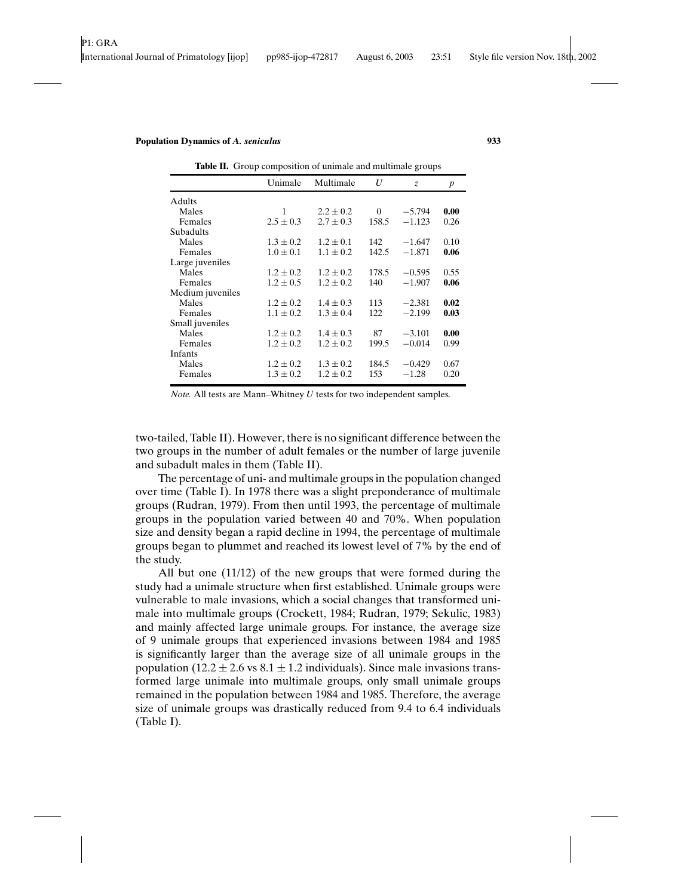**Table II.** Group composition of unimale and multimale groups

| | Unimale | Multimale | $U$ | $z$ | $p$ |
|---|---|---|---|---|---|
| Adults | | | | | |
| Males | 1 | $2.2 \pm 0.2$ | 0 | $-5.794$ | **0.00** |
| Females | $2.5 \pm 0.3$ | $2.7 \pm 0.3$ | 158.5 | $-1.123$ | 0.26 |
| Subadults | | | | | |
| Males | $1.3 \pm 0.2$ | $1.2 \pm 0.1$ | 142 | $-1.647$ | 0.10 |
| Females | $1.0 \pm 0.1$ | $1.1 \pm 0.2$ | 142.5 | $-1.871$ | **0.06** |
| Large juveniles | | | | | |
| Males | $1.2 \pm 0.2$ | $1.2 \pm 0.2$ | 178.5 | $-0.595$ | 0.55 |
| Females | $1.2 \pm 0.5$ | $1.2 \pm 0.2$ | 140 | $-1.907$ | **0.06** |
| Medium juveniles | | | | | |
| Males | $1.2 \pm 0.2$ | $1.4 \pm 0.3$ | 113 | $-2.381$ | **0.02** |
| Females | $1.1 \pm 0.2$ | $1.3 \pm 0.4$ | 122 | $-2.199$ | **0.03** |
| Small juveniles | | | | | |
| Males | $1.2 \pm 0.2$ | $1.4 \pm 0.3$ | 87 | $-3.101$ | **0.00** |
| Females | $1.2 \pm 0.2$ | $1.2 \pm 0.2$ | 199.5 | $-0.014$ | 0.99 |
| Infants | | | | | |
| Males | $1.2 \pm 0.2$ | $1.3 \pm 0.2$ | 184.5 | $-0.429$ | 0.67 |
| Females | $1.3 \pm 0.2$ | $1.2 \pm 0.2$ | 153 | $-1.28$ | 0.20 |

*Note.* All tests are Mann–Whitney *U* tests for two independent samples.

two-tailed, Table II). However, there is no significant difference between the two groups in the number of adult females or the number of large juvenile and subadult males in them (Table II).

The percentage of uni- and multimale groups in the population changed over time (Table I). In 1978 there was a slight preponderance of multimale groups (Rudran, 1979). From then until 1993, the percentage of multimale groups in the population varied between 40 and 70%. When population size and density began a rapid decline in 1994, the percentage of multimale groups began to plummet and reached its lowest level of 7% by the end of the study.

All but one (11/12) of the new groups that were formed during the study had a unimale structure when first established. Unimale groups were vulnerable to male invasions, which a social changes that transformed unimale into multimale groups (Crockett, 1984; Rudran, 1979; Sekulic, 1983) and mainly affected large unimale groups. For instance, the average size of 9 unimale groups that experienced invasions between 1984 and 1985 is significantly larger than the average size of all unimale groups in the population ($12.2 \pm 2.6$ vs $8.1 \pm 1.2$ individuals). Since male invasions transformed large unimale into multimale groups, only small unimale groups remained in the population between 1984 and 1985. Therefore, the average size of unimale groups was drastically reduced from 9.4 to 6.4 individuals (Table I).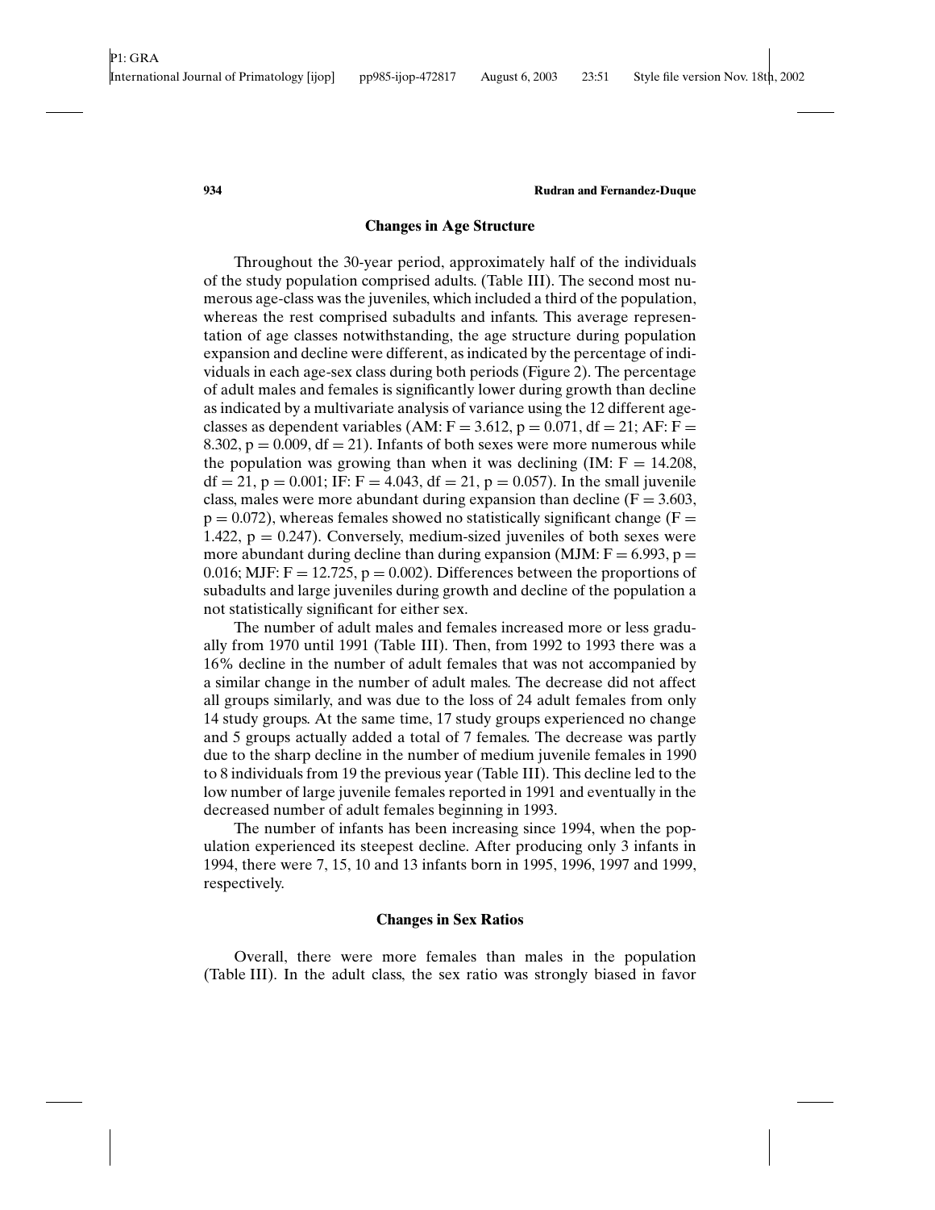### Changes in Age Structure

Throughout the 30-year period, approximately half of the individuals of the study population comprised adults. (Table III). The second most numerous age-class was the juveniles, which included a third of the population, whereas the rest comprised subadults and infants. This average representation of age classes notwithstanding, the age structure during population expansion and decline were different, as indicated by the percentage of individuals in each age-sex class during both periods (Figure 2). The percentage of adult males and females is significantly lower during growth than decline as indicated by a multivariate analysis of variance using the 12 different age-classes as dependent variables (AM: $F = 3.612$, $p = 0.071$, $df = 21$; AF: $F = 8.302$, $p = 0.009$, $df = 21$). Infants of both sexes were more numerous while the population was growing than when it was declining (IM: $F = 14.208$, $df = 21$, $p = 0.001$; IF: $F = 4.043$, $df = 21$, $p = 0.057$). In the small juvenile class, males were more abundant during expansion than decline ($F = 3.603$, $p = 0.072$), whereas females showed no statistically significant change ($F = 1.422$, $p = 0.247$). Conversely, medium-sized juveniles of both sexes were more abundant during decline than during expansion (MJM: $F = 6.993$, $p = 0.016$; MJF: $F = 12.725$, $p = 0.002$). Differences between the proportions of subadults and large juveniles during growth and decline of the population a not statistically significant for either sex.

The number of adult males and females increased more or less gradually from 1970 until 1991 (Table III). Then, from 1992 to 1993 there was a 16% decline in the number of adult females that was not accompanied by a similar change in the number of adult males. The decrease did not affect all groups similarly, and was due to the loss of 24 adult females from only 14 study groups. At the same time, 17 study groups experienced no change and 5 groups actually added a total of 7 females. The decrease was partly due to the sharp decline in the number of medium juvenile females in 1990 to 8 individuals from 19 the previous year (Table III). This decline led to the low number of large juvenile females reported in 1991 and eventually in the decreased number of adult females beginning in 1993.

The number of infants has been increasing since 1994, when the population experienced its steepest decline. After producing only 3 infants in 1994, there were 7, 15, 10 and 13 infants born in 1995, 1996, 1997 and 1999, respectively.

### Changes in Sex Ratios

Overall, there were more females than males in the population (Table III). In the adult class, the sex ratio was strongly biased in favor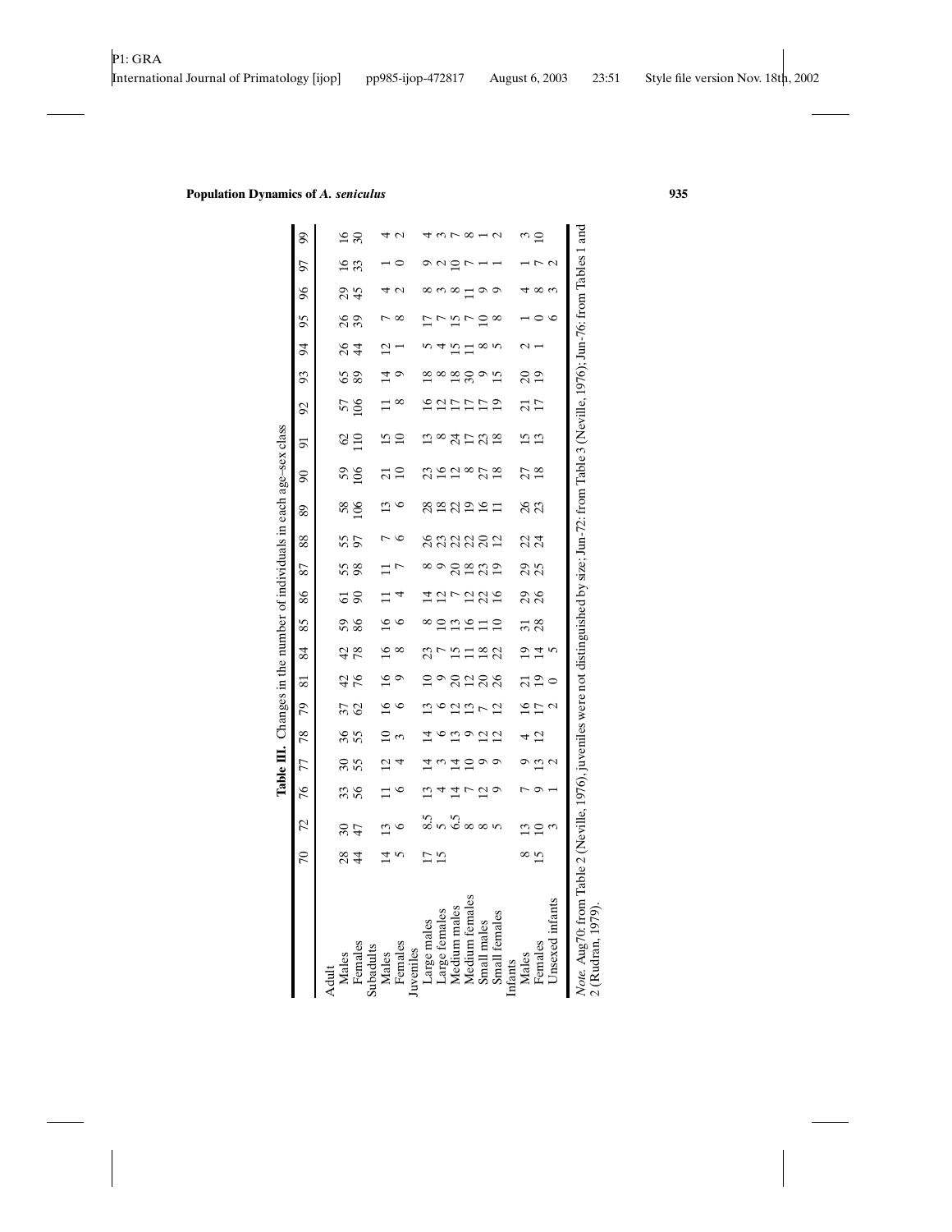**Table III.** Changes in the number of individuals in each age–sex class

| | 70 | 72 | 76 | 77 | 78 | 79 | 81 | 84 | 85 | 86 | 87 | 88 | 89 | 90 | 91 | 92 | 93 | 94 | 95 | 96 | 97 | 99 |
|---|---|---|---|---|---|---|---|---|---|---|---|---|---|---|---|---|---|---|---|---|---|---|
| Adult | | | | | | | | | | | | | | | | | | | | | | |
| Males | 28 | 30 | 33 | 30 | 36 | 37 | 42 | 42 | 59 | 61 | 55 | 55 | 58 | 59 | 62 | 57 | 65 | 26 | 26 | 29 | 16 | 16 |
| Females | 44 | 47 | 56 | 55 | 55 | 62 | 76 | 78 | 86 | 90 | 98 | 97 | 106 | 106 | 110 | 106 | 89 | 44 | 39 | 45 | 33 | 30 |
| Subadults | | | | | | | | | | | | | | | | | | | | | | |
| Males | 14 | 13 | 11 | 12 | 10 | 16 | 16 | 16 | 16 | 11 | 11 | 7 | 13 | 21 | 15 | 11 | 14 | 12 | 7 | 4 | 1 | 4 |
| Females | 5 | 6 | 6 | 4 | 3 | 6 | 9 | 8 | 6 | 4 | 7 | 6 | 6 | 10 | 10 | 8 | 9 | 1 | 8 | 2 | 0 | 2 |
| Juveniles | | | | | | | | | | | | | | | | | | | | | | |
| Large males | 17 | 8.5 | 13 | 14 | 14 | 13 | 10 | 23 | 8 | 14 | 8 | 26 | 28 | 23 | 13 | 16 | 18 | 5 | 17 | 8 | 9 | 4 |
| Large females | 15 | 5 | 4 | 3 | 6 | 6 | 9 | 7 | 10 | 12 | 9 | 23 | 18 | 16 | 8 | 12 | 8 | 4 | 7 | 3 | 2 | 3 |
| Medium males | | 6.5 | 14 | 14 | 13 | 12 | 20 | 15 | 13 | 7 | 20 | 22 | 22 | 12 | 24 | 17 | 18 | 15 | 15 | 8 | 10 | 7 |
| Medium females | | 8 | 7 | 10 | 9 | 13 | 12 | 11 | 16 | 12 | 18 | 22 | 19 | 8 | 17 | 17 | 30 | 11 | 7 | 11 | 7 | 8 |
| Small males | | 8 | 12 | 9 | 12 | 7 | 20 | 18 | 11 | 22 | 23 | 20 | 16 | 27 | 23 | 17 | 9 | 8 | 10 | 9 | 1 | 1 |
| Small females | | 5 | 9 | 9 | 12 | 12 | 26 | 22 | 10 | 16 | 19 | 12 | 11 | 18 | 18 | 19 | 15 | 5 | 8 | 9 | 1 | 2 |
| Infants | | | | | | | | | | | | | | | | | | | | | | |
| Males | 8 | 13 | 7 | 9 | 4 | 16 | 21 | 19 | 31 | 29 | 29 | 22 | 26 | 27 | 15 | 21 | 20 | 2 | 1 | 4 | 1 | 3 |
| Females | 15 | 10 | 9 | 13 | 12 | 17 | 19 | 14 | 28 | 26 | 25 | 24 | 23 | 18 | 13 | 17 | 19 | 1 | 0 | 8 | 7 | 10 |
| Unsexed infants | | 3 | 1 | 2 | | 2 | 0 | 5 | | | | | | | | | | | 6 | 3 | 2 | |

*Note.* Aug70: from Table 2 (Neville, 1976), juveniles were not distinguished by size; Jun-72: from Table 3 (Neville, 1976); Jun-76: from Tables 1 and 2 (Rudran, 1979).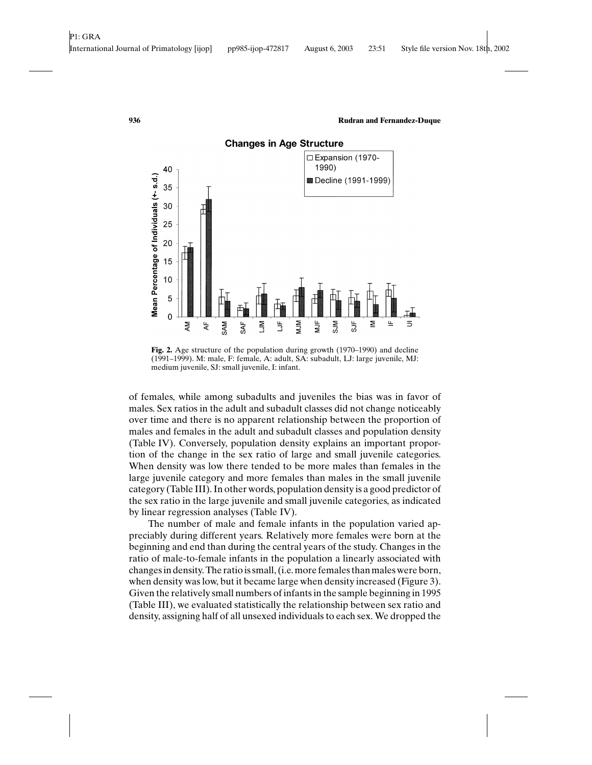**Fig. 2.** Age structure of the population during growth (1970–1990) and decline (1991–1999). M: male, F: female, A: adult, SA: subadult, LJ: large juvenile, MJ: medium juvenile, SJ: small juvenile, I: infant.

of females, while among subadults and juveniles the bias was in favor of males. Sex ratios in the adult and subadult classes did not change noticeably over time and there is no apparent relationship between the proportion of males and females in the adult and subadult classes and population density (Table IV). Conversely, population density explains an important proportion of the change in the sex ratio of large and small juvenile categories. When density was low there tended to be more males than females in the large juvenile category and more females than males in the small juvenile category (Table III). In other words, population density is a good predictor of the sex ratio in the large juvenile and small juvenile categories, as indicated by linear regression analyses (Table IV).

The number of male and female infants in the population varied appreciably during different years. Relatively more females were born at the beginning and end than during the central years of the study. Changes in the ratio of male-to-female infants in the population a linearly associated with changes in density. The ratio is small, (i.e. more females than males were born, when density was low, but it became large when density increased (Figure 3). Given the relatively small numbers of infants in the sample beginning in 1995 (Table III), we evaluated statistically the relationship between sex ratio and density, assigning half of all unsexed individuals to each sex. We dropped the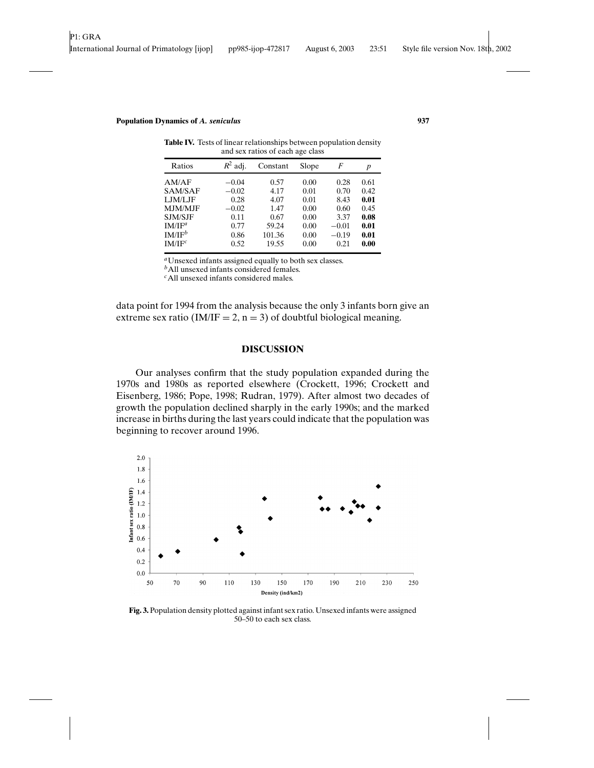**Table IV.** Tests of linear relationships between population density and sex ratios of each age class

| Ratios | $R^2$ adj. | Constant | Slope | $F$ | $p$ |
|---|---|---|---|---|---|
| AM/AF | −0.04 | 0.57 | 0.00 | 0.28 | 0.61 |
| SAM/SAF | −0.02 | 4.17 | 0.01 | 0.70 | 0.42 |
| LJM/LJF | 0.28 | 4.07 | 0.01 | 8.43 | **0.01** |
| MJM/MJF | −0.02 | 1.47 | 0.00 | 0.60 | 0.45 |
| SJM/SJF | 0.11 | 0.67 | 0.00 | 3.37 | **0.08** |
| IM/IF[a] | 0.77 | 59.24 | 0.00 | −0.01 | **0.01** |
| IM/IF[b] | 0.86 | 101.36 | 0.00 | −0.19 | **0.01** |
| IM/IF[c] | 0.52 | 19.55 | 0.00 | 0.21 | **0.00** |

[a] Unsexed infants assigned equally to both sex classes.
[b] All unsexed infants considered females.
[c] All unsexed infants considered males.

data point for 1994 from the analysis because the only 3 infants born give an extreme sex ratio (IM/IF = 2, n = 3) of doubtful biological meaning.

## DISCUSSION

Our analyses confirm that the study population expanded during the 1970s and 1980s as reported elsewhere (Crockett, 1996; Crockett and Eisenberg, 1986; Pope, 1998; Rudran, 1979). After almost two decades of growth the population declined sharply in the early 1990s; and the marked increase in births during the last years could indicate that the population was beginning to recover around 1996.

**Fig. 3.** Population density plotted against infant sex ratio. Unsexed infants were assigned 50–50 to each sex class.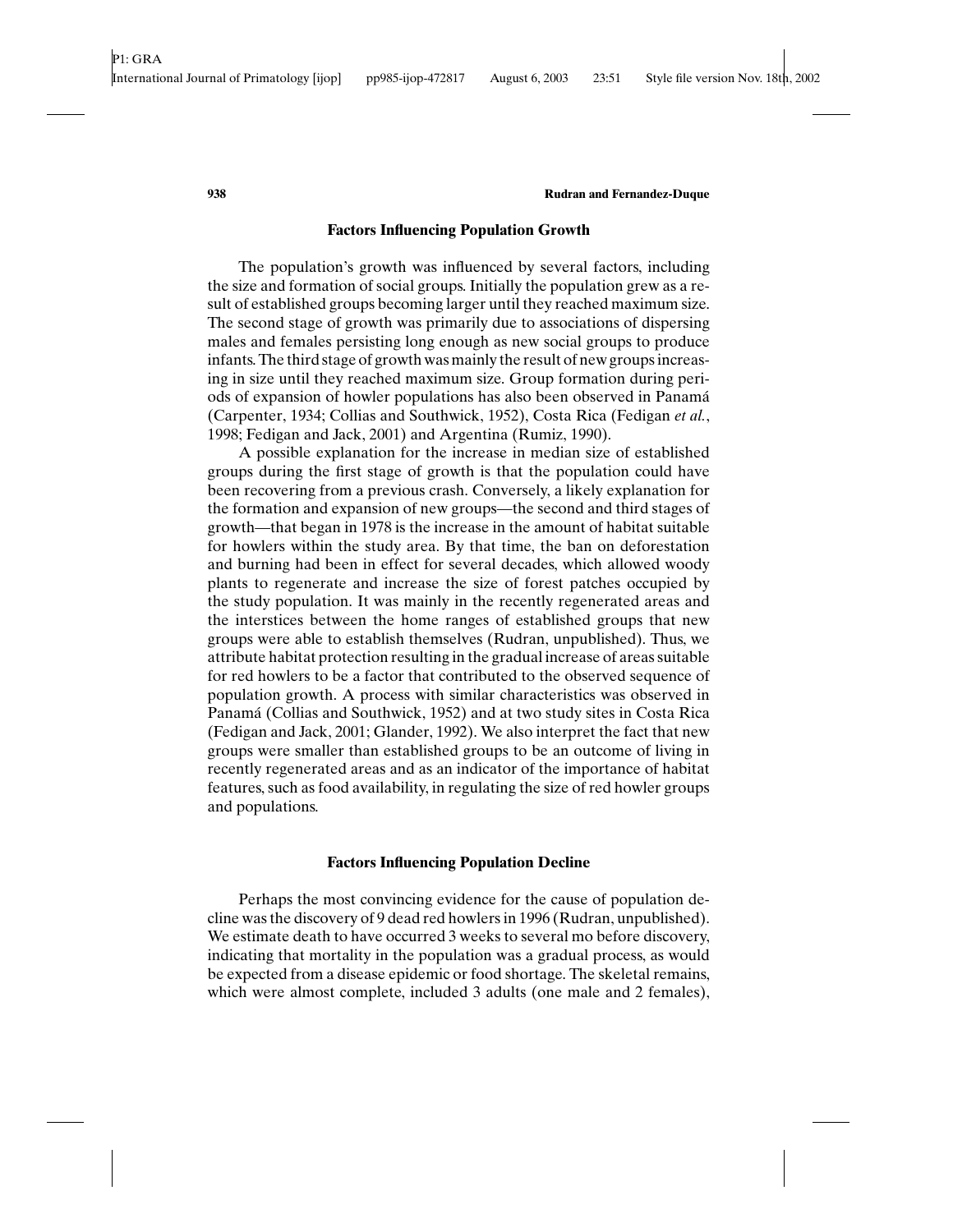### Factors Influencing Population Growth

The population's growth was influenced by several factors, including the size and formation of social groups. Initially the population grew as a result of established groups becoming larger until they reached maximum size. The second stage of growth was primarily due to associations of dispersing males and females persisting long enough as new social groups to produce infants. The third stage of growth was mainly the result of new groups increasing in size until they reached maximum size. Group formation during periods of expansion of howler populations has also been observed in Panamá (Carpenter, 1934; Collias and Southwick, 1952), Costa Rica (Fedigan *et al.*, 1998; Fedigan and Jack, 2001) and Argentina (Rumiz, 1990).

A possible explanation for the increase in median size of established groups during the first stage of growth is that the population could have been recovering from a previous crash. Conversely, a likely explanation for the formation and expansion of new groups—the second and third stages of growth—that began in 1978 is the increase in the amount of habitat suitable for howlers within the study area. By that time, the ban on deforestation and burning had been in effect for several decades, which allowed woody plants to regenerate and increase the size of forest patches occupied by the study population. It was mainly in the recently regenerated areas and the interstices between the home ranges of established groups that new groups were able to establish themselves (Rudran, unpublished). Thus, we attribute habitat protection resulting in the gradual increase of areas suitable for red howlers to be a factor that contributed to the observed sequence of population growth. A process with similar characteristics was observed in Panamá (Collias and Southwick, 1952) and at two study sites in Costa Rica (Fedigan and Jack, 2001; Glander, 1992). We also interpret the fact that new groups were smaller than established groups to be an outcome of living in recently regenerated areas and as an indicator of the importance of habitat features, such as food availability, in regulating the size of red howler groups and populations.

### Factors Influencing Population Decline

Perhaps the most convincing evidence for the cause of population decline was the discovery of 9 dead red howlers in 1996 (Rudran, unpublished). We estimate death to have occurred 3 weeks to several mo before discovery, indicating that mortality in the population was a gradual process, as would be expected from a disease epidemic or food shortage. The skeletal remains, which were almost complete, included 3 adults (one male and 2 females),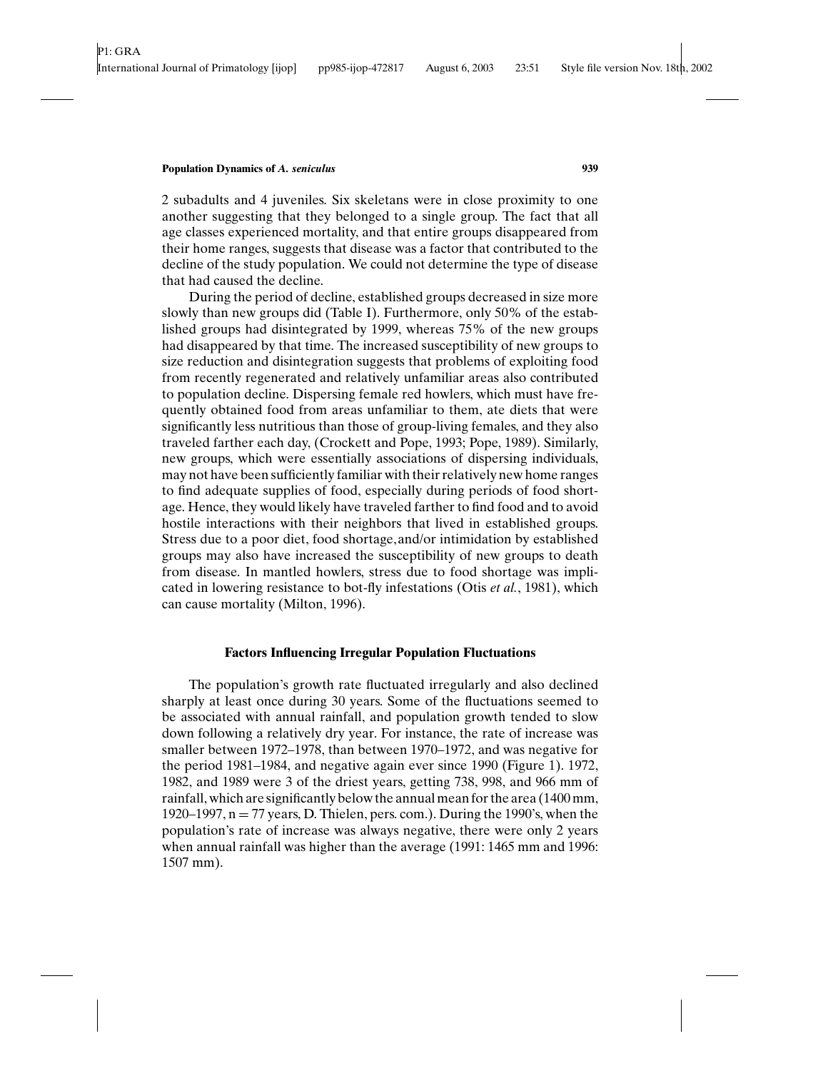2 subadults and 4 juveniles. Six skeletans were in close proximity to one another suggesting that they belonged to a single group. The fact that all age classes experienced mortality, and that entire groups disappeared from their home ranges, suggests that disease was a factor that contributed to the decline of the study population. We could not determine the type of disease that had caused the decline.

During the period of decline, established groups decreased in size more slowly than new groups did (Table I). Furthermore, only 50% of the established groups had disintegrated by 1999, whereas 75% of the new groups had disappeared by that time. The increased susceptibility of new groups to size reduction and disintegration suggests that problems of exploiting food from recently regenerated and relatively unfamiliar areas also contributed to population decline. Dispersing female red howlers, which must have frequently obtained food from areas unfamiliar to them, ate diets that were significantly less nutritious than those of group-living females, and they also traveled farther each day, (Crockett and Pope, 1993; Pope, 1989). Similarly, new groups, which were essentially associations of dispersing individuals, may not have been sufficiently familiar with their relatively new home ranges to find adequate supplies of food, especially during periods of food shortage. Hence, they would likely have traveled farther to find food and to avoid hostile interactions with their neighbors that lived in established groups. Stress due to a poor diet, food shortage, and/or intimidation by established groups may also have increased the susceptibility of new groups to death from disease. In mantled howlers, stress due to food shortage was implicated in lowering resistance to bot-fly infestations (Otis *et al.*, 1981), which can cause mortality (Milton, 1996).

### Factors Influencing Irregular Population Fluctuations

The population's growth rate fluctuated irregularly and also declined sharply at least once during 30 years. Some of the fluctuations seemed to be associated with annual rainfall, and population growth tended to slow down following a relatively dry year. For instance, the rate of increase was smaller between 1972–1978, than between 1970–1972, and was negative for the period 1981–1984, and negative again ever since 1990 (Figure 1). 1972, 1982, and 1989 were 3 of the driest years, getting 738, 998, and 966 mm of rainfall, which are significantly below the annual mean for the area (1400 mm, 1920–1997, $n = 77$ years, D. Thielen, pers. com.). During the 1990's, when the population's rate of increase was always negative, there were only 2 years when annual rainfall was higher than the average (1991: 1465 mm and 1996: 1507 mm).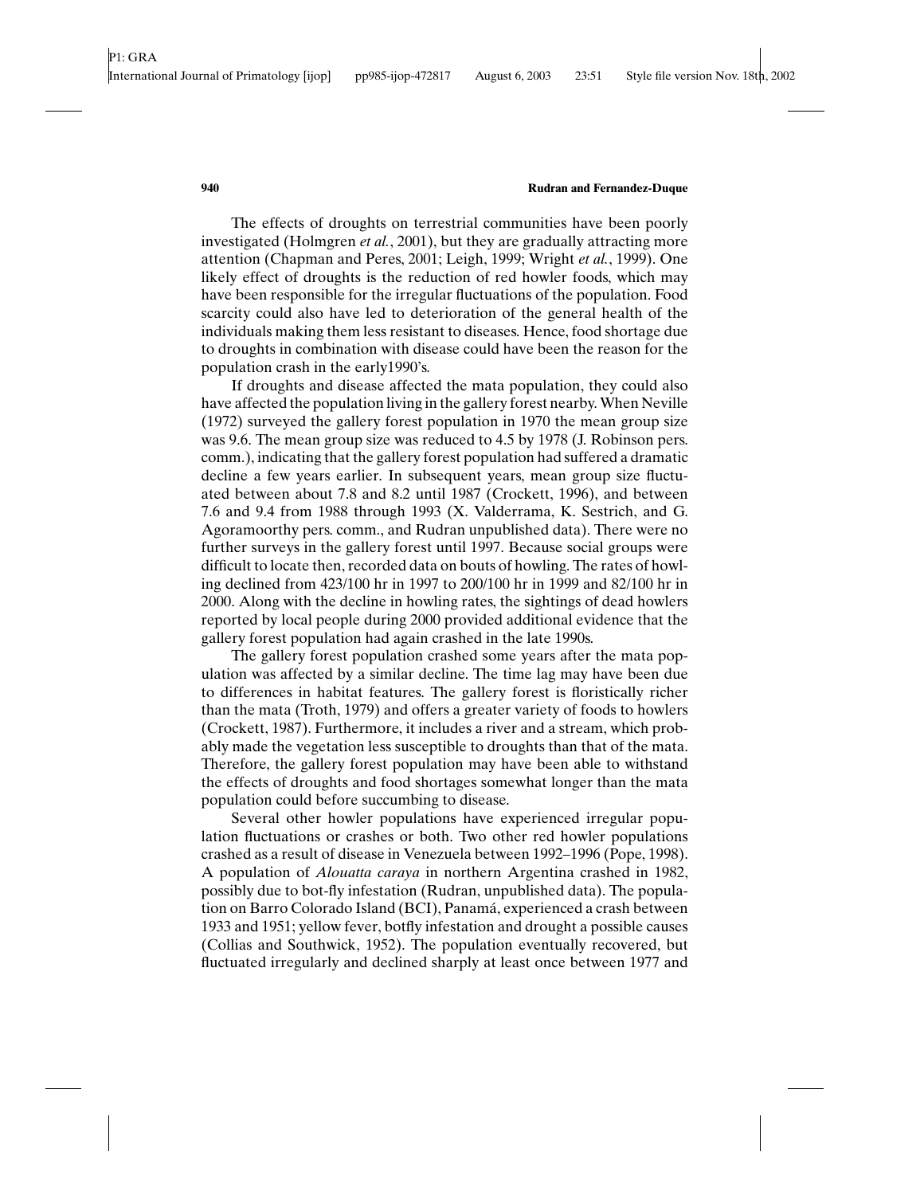The effects of droughts on terrestrial communities have been poorly investigated (Holmgren *et al.*, 2001), but they are gradually attracting more attention (Chapman and Peres, 2001; Leigh, 1999; Wright *et al.*, 1999). One likely effect of droughts is the reduction of red howler foods, which may have been responsible for the irregular fluctuations of the population. Food scarcity could also have led to deterioration of the general health of the individuals making them less resistant to diseases. Hence, food shortage due to droughts in combination with disease could have been the reason for the population crash in the early1990's.

If droughts and disease affected the mata population, they could also have affected the population living in the gallery forest nearby. When Neville (1972) surveyed the gallery forest population in 1970 the mean group size was 9.6. The mean group size was reduced to 4.5 by 1978 (J. Robinson pers. comm.), indicating that the gallery forest population had suffered a dramatic decline a few years earlier. In subsequent years, mean group size fluctuated between about 7.8 and 8.2 until 1987 (Crockett, 1996), and between 7.6 and 9.4 from 1988 through 1993 (X. Valderrama, K. Sestrich, and G. Agoramoorthy pers. comm., and Rudran unpublished data). There were no further surveys in the gallery forest until 1997. Because social groups were difficult to locate then, recorded data on bouts of howling. The rates of howling declined from 423/100 hr in 1997 to 200/100 hr in 1999 and 82/100 hr in 2000. Along with the decline in howling rates, the sightings of dead howlers reported by local people during 2000 provided additional evidence that the gallery forest population had again crashed in the late 1990s.

The gallery forest population crashed some years after the mata population was affected by a similar decline. The time lag may have been due to differences in habitat features. The gallery forest is floristically richer than the mata (Troth, 1979) and offers a greater variety of foods to howlers (Crockett, 1987). Furthermore, it includes a river and a stream, which probably made the vegetation less susceptible to droughts than that of the mata. Therefore, the gallery forest population may have been able to withstand the effects of droughts and food shortages somewhat longer than the mata population could before succumbing to disease.

Several other howler populations have experienced irregular population fluctuations or crashes or both. Two other red howler populations crashed as a result of disease in Venezuela between 1992–1996 (Pope, 1998). A population of *Alouatta caraya* in northern Argentina crashed in 1982, possibly due to bot-fly infestation (Rudran, unpublished data). The population on Barro Colorado Island (BCI), Panamá, experienced a crash between 1933 and 1951; yellow fever, botfly infestation and drought a possible causes (Collias and Southwick, 1952). The population eventually recovered, but fluctuated irregularly and declined sharply at least once between 1977 and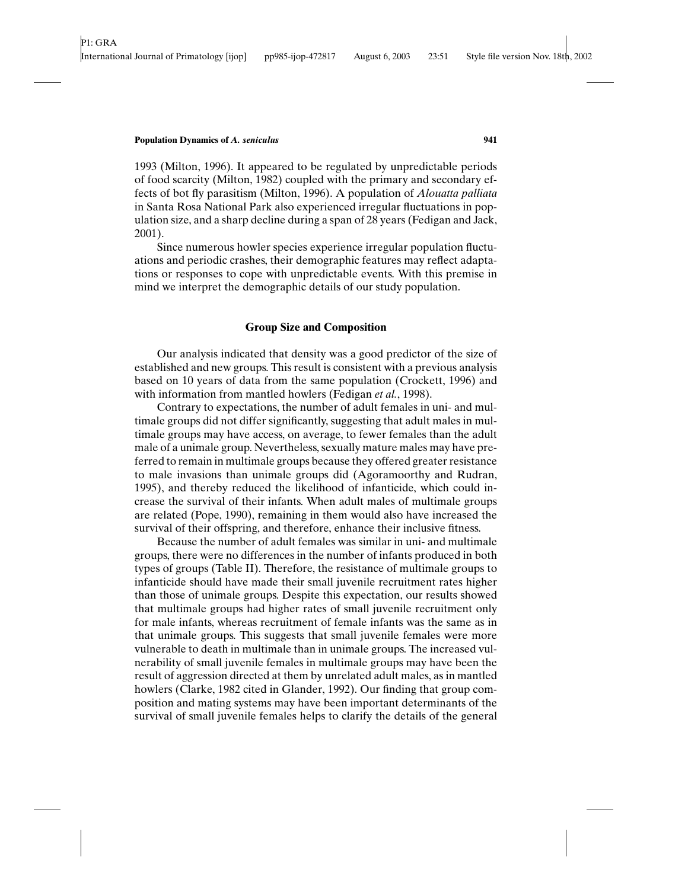1993 (Milton, 1996). It appeared to be regulated by unpredictable periods of food scarcity (Milton, 1982) coupled with the primary and secondary effects of bot fly parasitism (Milton, 1996). A population of *Alouatta palliata* in Santa Rosa National Park also experienced irregular fluctuations in population size, and a sharp decline during a span of 28 years (Fedigan and Jack, 2001).

Since numerous howler species experience irregular population fluctuations and periodic crashes, their demographic features may reflect adaptations or responses to cope with unpredictable events. With this premise in mind we interpret the demographic details of our study population.

## Group Size and Composition

Our analysis indicated that density was a good predictor of the size of established and new groups. This result is consistent with a previous analysis based on 10 years of data from the same population (Crockett, 1996) and with information from mantled howlers (Fedigan *et al.*, 1998).

Contrary to expectations, the number of adult females in uni- and multimale groups did not differ significantly, suggesting that adult males in multimale groups may have access, on average, to fewer females than the adult male of a unimale group. Nevertheless, sexually mature males may have preferred to remain in multimale groups because they offered greater resistance to male invasions than unimale groups did (Agoramoorthy and Rudran, 1995), and thereby reduced the likelihood of infanticide, which could increase the survival of their infants. When adult males of multimale groups are related (Pope, 1990), remaining in them would also have increased the survival of their offspring, and therefore, enhance their inclusive fitness.

Because the number of adult females was similar in uni- and multimale groups, there were no differences in the number of infants produced in both types of groups (Table II). Therefore, the resistance of multimale groups to infanticide should have made their small juvenile recruitment rates higher than those of unimale groups. Despite this expectation, our results showed that multimale groups had higher rates of small juvenile recruitment only for male infants, whereas recruitment of female infants was the same as in that unimale groups. This suggests that small juvenile females were more vulnerable to death in multimale than in unimale groups. The increased vulnerability of small juvenile females in multimale groups may have been the result of aggression directed at them by unrelated adult males, as in mantled howlers (Clarke, 1982 cited in Glander, 1992). Our finding that group composition and mating systems may have been important determinants of the survival of small juvenile females helps to clarify the details of the general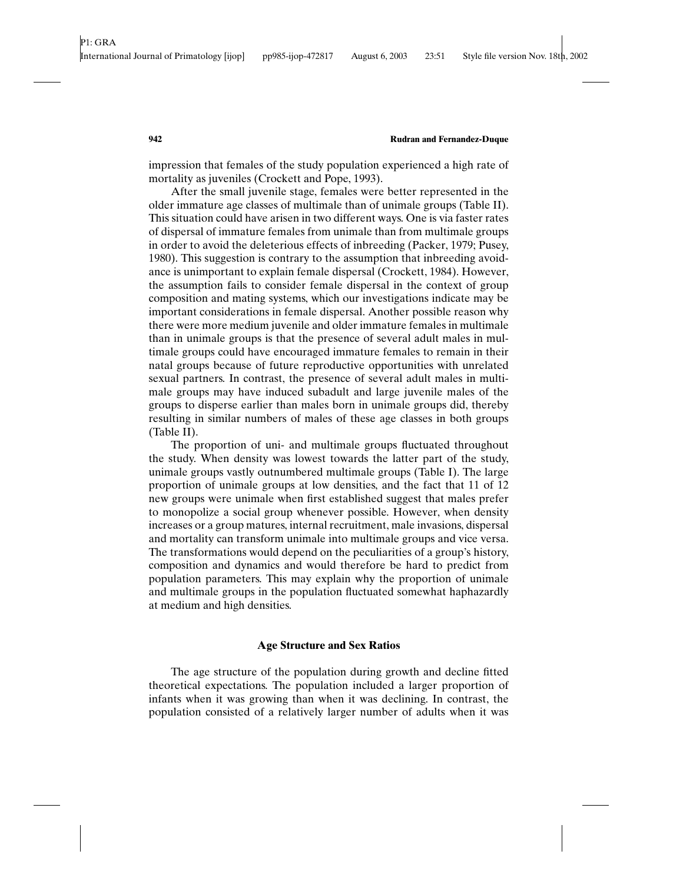impression that females of the study population experienced a high rate of mortality as juveniles (Crockett and Pope, 1993).

After the small juvenile stage, females were better represented in the older immature age classes of multimale than of unimale groups (Table II). This situation could have arisen in two different ways. One is via faster rates of dispersal of immature females from unimale than from multimale groups in order to avoid the deleterious effects of inbreeding (Packer, 1979; Pusey, 1980). This suggestion is contrary to the assumption that inbreeding avoidance is unimportant to explain female dispersal (Crockett, 1984). However, the assumption fails to consider female dispersal in the context of group composition and mating systems, which our investigations indicate may be important considerations in female dispersal. Another possible reason why there were more medium juvenile and older immature females in multimale than in unimale groups is that the presence of several adult males in multimale groups could have encouraged immature females to remain in their natal groups because of future reproductive opportunities with unrelated sexual partners. In contrast, the presence of several adult males in multimale groups may have induced subadult and large juvenile males of the groups to disperse earlier than males born in unimale groups did, thereby resulting in similar numbers of males of these age classes in both groups (Table II).

The proportion of uni- and multimale groups fluctuated throughout the study. When density was lowest towards the latter part of the study, unimale groups vastly outnumbered multimale groups (Table I). The large proportion of unimale groups at low densities, and the fact that 11 of 12 new groups were unimale when first established suggest that males prefer to monopolize a social group whenever possible. However, when density increases or a group matures, internal recruitment, male invasions, dispersal and mortality can transform unimale into multimale groups and vice versa. The transformations would depend on the peculiarities of a group's history, composition and dynamics and would therefore be hard to predict from population parameters. This may explain why the proportion of unimale and multimale groups in the population fluctuated somewhat haphazardly at medium and high densities.

### Age Structure and Sex Ratios

The age structure of the population during growth and decline fitted theoretical expectations. The population included a larger proportion of infants when it was growing than when it was declining. In contrast, the population consisted of a relatively larger number of adults when it was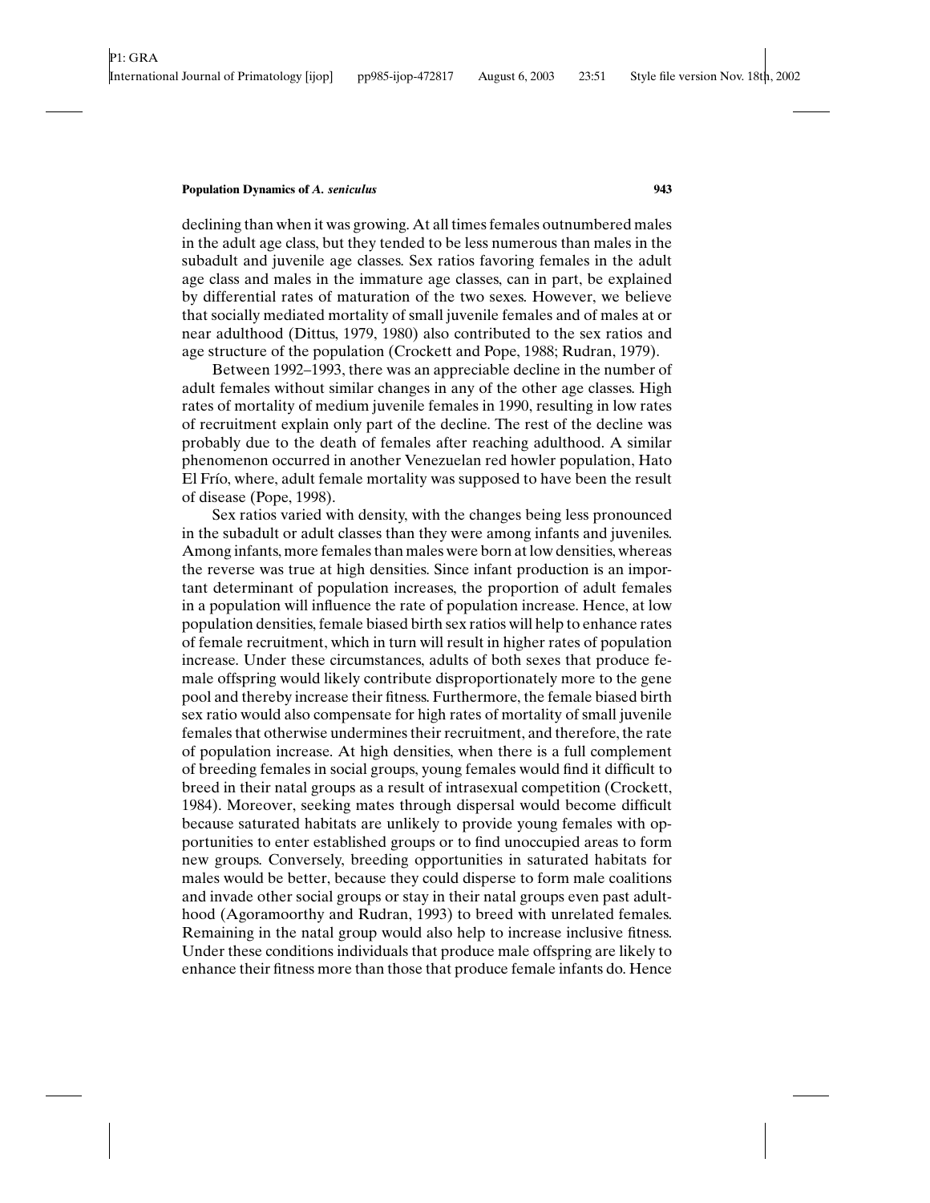declining than when it was growing. At all times females outnumbered males in the adult age class, but they tended to be less numerous than males in the subadult and juvenile age classes. Sex ratios favoring females in the adult age class and males in the immature age classes, can in part, be explained by differential rates of maturation of the two sexes. However, we believe that socially mediated mortality of small juvenile females and of males at or near adulthood (Dittus, 1979, 1980) also contributed to the sex ratios and age structure of the population (Crockett and Pope, 1988; Rudran, 1979).

Between 1992–1993, there was an appreciable decline in the number of adult females without similar changes in any of the other age classes. High rates of mortality of medium juvenile females in 1990, resulting in low rates of recruitment explain only part of the decline. The rest of the decline was probably due to the death of females after reaching adulthood. A similar phenomenon occurred in another Venezuelan red howler population, Hato El Frío, where, adult female mortality was supposed to have been the result of disease (Pope, 1998).

Sex ratios varied with density, with the changes being less pronounced in the subadult or adult classes than they were among infants and juveniles. Among infants, more females than males were born at low densities, whereas the reverse was true at high densities. Since infant production is an important determinant of population increases, the proportion of adult females in a population will influence the rate of population increase. Hence, at low population densities, female biased birth sex ratios will help to enhance rates of female recruitment, which in turn will result in higher rates of population increase. Under these circumstances, adults of both sexes that produce female offspring would likely contribute disproportionately more to the gene pool and thereby increase their fitness. Furthermore, the female biased birth sex ratio would also compensate for high rates of mortality of small juvenile females that otherwise undermines their recruitment, and therefore, the rate of population increase. At high densities, when there is a full complement of breeding females in social groups, young females would find it difficult to breed in their natal groups as a result of intrasexual competition (Crockett, 1984). Moreover, seeking mates through dispersal would become difficult because saturated habitats are unlikely to provide young females with opportunities to enter established groups or to find unoccupied areas to form new groups. Conversely, breeding opportunities in saturated habitats for males would be better, because they could disperse to form male coalitions and invade other social groups or stay in their natal groups even past adulthood (Agoramoorthy and Rudran, 1993) to breed with unrelated females. Remaining in the natal group would also help to increase inclusive fitness. Under these conditions individuals that produce male offspring are likely to enhance their fitness more than those that produce female infants do. Hence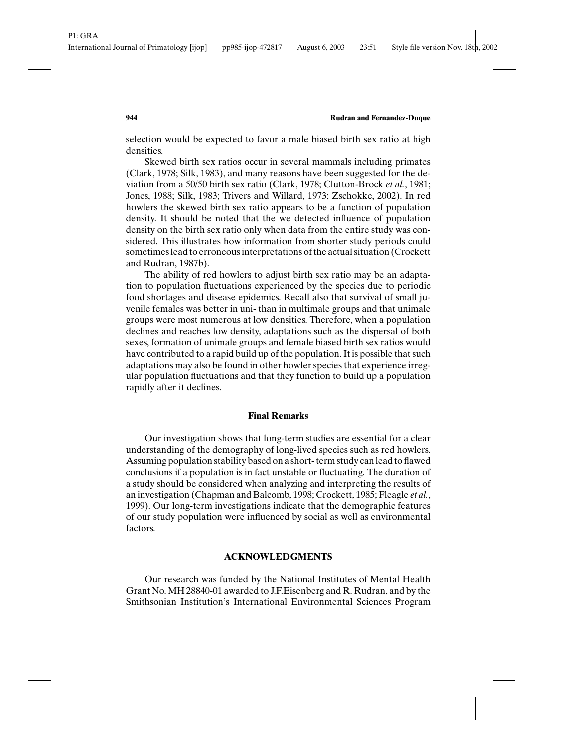selection would be expected to favor a male biased birth sex ratio at high densities.

Skewed birth sex ratios occur in several mammals including primates (Clark, 1978; Silk, 1983), and many reasons have been suggested for the deviation from a 50/50 birth sex ratio (Clark, 1978; Clutton-Brock *et al.*, 1981; Jones, 1988; Silk, 1983; Trivers and Willard, 1973; Zschokke, 2002). In red howlers the skewed birth sex ratio appears to be a function of population density. It should be noted that the we detected influence of population density on the birth sex ratio only when data from the entire study was considered. This illustrates how information from shorter study periods could sometimes lead to erroneous interpretations of the actual situation (Crockett and Rudran, 1987b).

The ability of red howlers to adjust birth sex ratio may be an adaptation to population fluctuations experienced by the species due to periodic food shortages and disease epidemics. Recall also that survival of small juvenile females was better in uni- than in multimale groups and that unimale groups were most numerous at low densities. Therefore, when a population declines and reaches low density, adaptations such as the dispersal of both sexes, formation of unimale groups and female biased birth sex ratios would have contributed to a rapid build up of the population. It is possible that such adaptations may also be found in other howler species that experience irregular population fluctuations and that they function to build up a population rapidly after it declines.

## Final Remarks

Our investigation shows that long-term studies are essential for a clear understanding of the demography of long-lived species such as red howlers. Assuming population stability based on a short- term study can lead to flawed conclusions if a population is in fact unstable or fluctuating. The duration of a study should be considered when analyzing and interpreting the results of an investigation (Chapman and Balcomb, 1998; Crockett, 1985; Fleagle *et al.*, 1999). Our long-term investigations indicate that the demographic features of our study population were influenced by social as well as environmental factors.

## ACKNOWLEDGMENTS

Our research was funded by the National Institutes of Mental Health Grant No. MH 28840-01 awarded to J.F.Eisenberg and R. Rudran, and by the Smithsonian Institution's International Environmental Sciences Program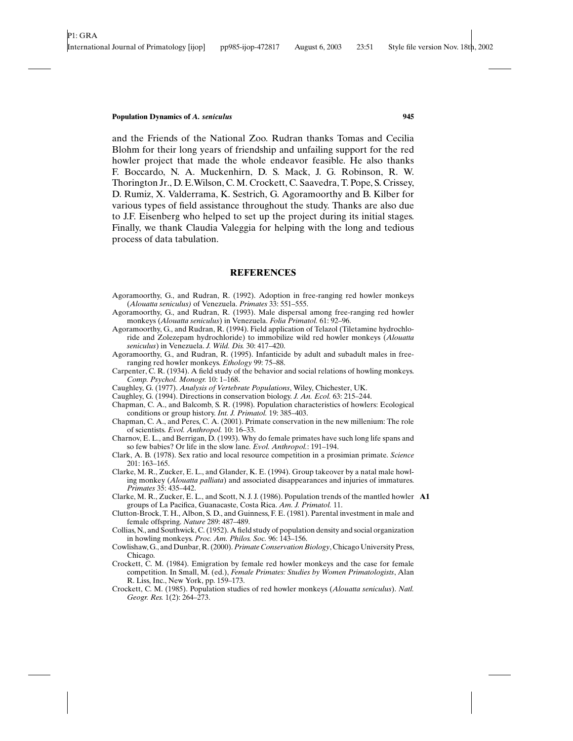and the Friends of the National Zoo. Rudran thanks Tomas and Cecilia Blohm for their long years of friendship and unfailing support for the red howler project that made the whole endeavor feasible. He also thanks F. Boccardo, N. A. Muckenhirn, D. S. Mack, J. G. Robinson, R. W. Thorington Jr., D. E.Wilson, C. M. Crockett, C. Saavedra, T. Pope, S. Crissey, D. Rumiz, X. Valderrama, K. Sestrich, G. Agoramoorthy and B. Kilber for various types of field assistance throughout the study. Thanks are also due to J.F. Eisenberg who helped to set up the project during its initial stages. Finally, we thank Claudia Valeggia for helping with the long and tedious process of data tabulation.

## REFERENCES

Agoramoorthy, G., and Rudran, R. (1992). Adoption in free-ranging red howler monkeys (*Alouatta seniculus)* of Venezuela. *Primates* 33: 551–555.

Agoramoorthy, G., and Rudran, R. (1993). Male dispersal among free-ranging red howler monkeys (*Alouatta seniculus*) in Venezuela. *Folia Primatol.* 61: 92–96.

Agoramoorthy, G., and Rudran, R. (1994). Field application of Telazol (Tiletamine hydrochloride and Zolezepam hydrochloride) to immobilize wild red howler monkeys (*Alouatta seniculus*) in Venezuela. *J. Wild. Dis.* 30: 417–420.

Agoramoorthy, G., and Rudran, R. (1995). Infanticide by adult and subadult males in free-ranging red howler monkeys. *Ethology* 99: 75–88.

Carpenter, C. R. (1934). A field study of the behavior and social relations of howling monkeys. *Comp. Psychol. Monogr.* 10: 1–168.

Caughley, G. (1977). *Analysis of Vertebrate Populations*, Wiley, Chichester, UK.

Caughley, G. (1994). Directions in conservation biology. *J. An. Ecol.* 63: 215–244.

Chapman, C. A., and Balcomb, S. R. (1998). Population characteristics of howlers: Ecological conditions or group history. *Int. J. Primatol.* 19: 385–403.

Chapman, C. A., and Peres, C. A. (2001). Primate conservation in the new millenium: The role of scientists. *Evol. Anthropol.* 10: 16–33.

Charnov, E. L., and Berrigan, D. (1993). Why do female primates have such long life spans and so few babies? Or life in the slow lane. *Evol. Anthropol.*: 191–194.

Clark, A. B. (1978). Sex ratio and local resource competition in a prosimian primate. *Science* 201: 163–165.

Clarke, M. R., Zucker, E. L., and Glander, K. E. (1994). Group takeover by a natal male howling monkey (*Alouatta palliata*) and associated disappearances and injuries of immatures. *Primates* 35: 435–442.

Clarke, M. R., Zucker, E. L., and Scott, N. J. J. (1986). Population trends of the mantled howler groups of La Pacifica, Guanacaste, Costa Rica. *Am. J. Primatol.* 11. **A1**

Clutton-Brock, T. H., Albon, S. D., and Guinness, F. E. (1981). Parental investment in male and female offspring. *Nature* 289: 487–489.

Collias, N., and Southwick, C. (1952). A field study of population density and social organization in howling monkeys. *Proc. Am. Philos. Soc.* 96: 143–156.

Cowlishaw, G., and Dunbar, R. (2000). *Primate Conservation Biology*, Chicago University Press, Chicago.

Crockett, C. M. (1984). Emigration by female red howler monkeys and the case for female competition. In Small, M. (ed.), *Female Primates: Studies by Women Primatologists*, Alan R. Liss, Inc., New York, pp. 159–173.

Crockett, C. M. (1985). Population studies of red howler monkeys (*Alouatta seniculus*). *Natl. Geogr. Res.* 1(2): 264–273.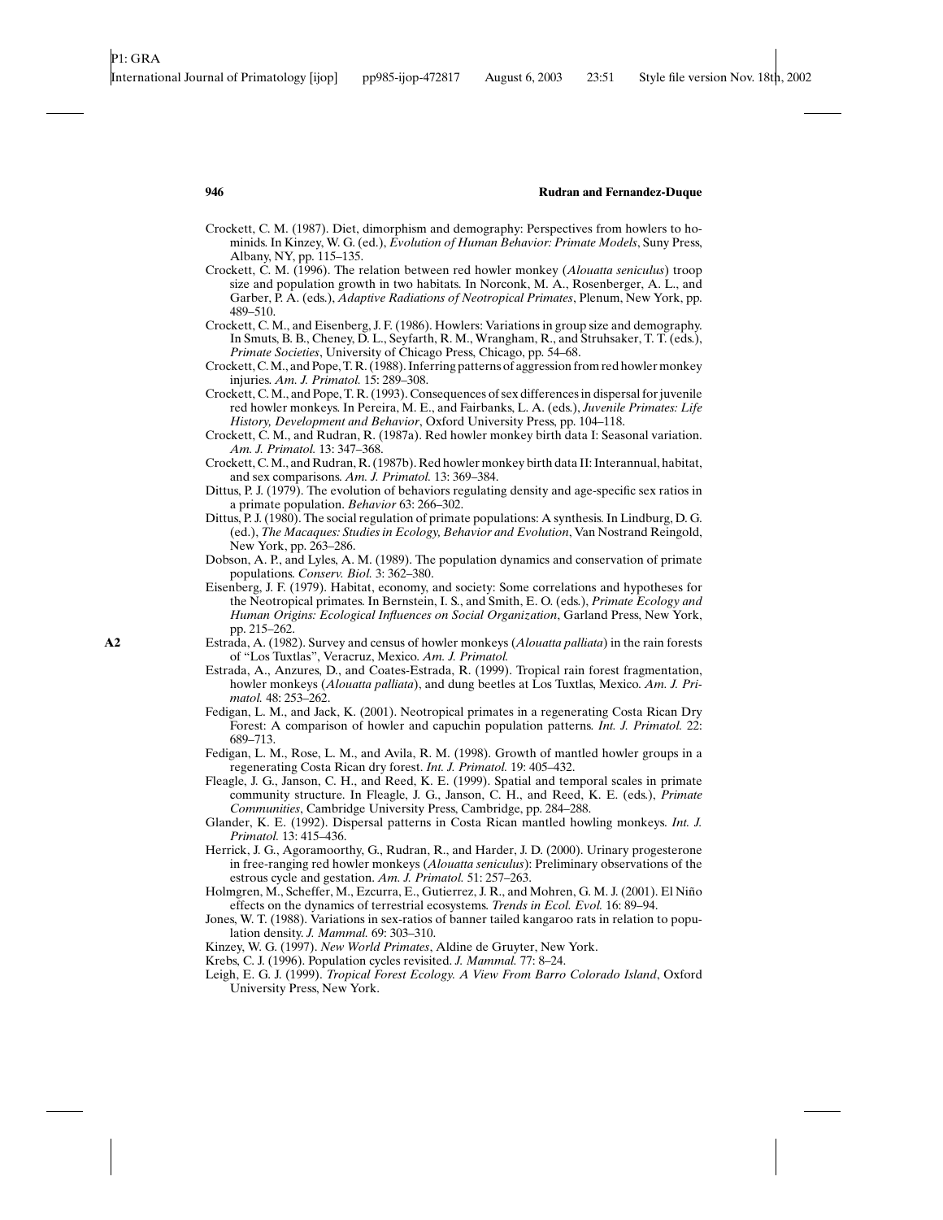Crockett, C. M. (1987). Diet, dimorphism and demography: Perspectives from howlers to hominids. In Kinzey, W. G. (ed.), *Evolution of Human Behavior: Primate Models*, Suny Press, Albany, NY, pp. 115–135.

Crockett, C. M. (1996). The relation between red howler monkey (*Alouatta seniculus*) troop size and population growth in two habitats. In Norconk, M. A., Rosenberger, A. L., and Garber, P. A. (eds.), *Adaptive Radiations of Neotropical Primates*, Plenum, New York, pp. 489–510.

Crockett, C. M., and Eisenberg, J. F. (1986). Howlers: Variations in group size and demography. In Smuts, B. B., Cheney, D. L., Seyfarth, R. M., Wrangham, R., and Struhsaker, T. T. (eds.), *Primate Societies*, University of Chicago Press, Chicago, pp. 54–68.

Crockett, C. M., and Pope, T. R. (1988). Inferring patterns of aggression from red howler monkey injuries. *Am. J. Primatol.* 15: 289–308.

Crockett, C. M., and Pope, T. R. (1993). Consequences of sex differences in dispersal for juvenile red howler monkeys. In Pereira, M. E., and Fairbanks, L. A. (eds.), *Juvenile Primates: Life History, Development and Behavior*, Oxford University Press, pp. 104–118.

Crockett, C. M., and Rudran, R. (1987a). Red howler monkey birth data I: Seasonal variation. *Am. J. Primatol.* 13: 347–368.

Crockett, C. M., and Rudran, R. (1987b). Red howler monkey birth data II: Interannual, habitat, and sex comparisons. *Am. J. Primatol.* 13: 369–384.

Dittus, P. J. (1979). The evolution of behaviors regulating density and age-specific sex ratios in a primate population. *Behavior* 63: 266–302.

Dittus, P. J. (1980). The social regulation of primate populations: A synthesis. In Lindburg, D. G. (ed.), *The Macaques: Studies in Ecology, Behavior and Evolution*, Van Nostrand Reingold, New York, pp. 263–286.

Dobson, A. P., and Lyles, A. M. (1989). The population dynamics and conservation of primate populations. *Conserv. Biol.* 3: 362–380.

Eisenberg, J. F. (1979). Habitat, economy, and society: Some correlations and hypotheses for the Neotropical primates. In Bernstein, I. S., and Smith, E. O. (eds.), *Primate Ecology and Human Origins: Ecological Influences on Social Organization*, Garland Press, New York, pp. 215–262.

**A2** Estrada, A. (1982). Survey and census of howler monkeys (*Alouatta palliata*) in the rain forests of "Los Tuxtlas", Veracruz, Mexico. *Am. J. Primatol.*

Estrada, A., Anzures, D., and Coates-Estrada, R. (1999). Tropical rain forest fragmentation, howler monkeys (*Alouatta palliata*), and dung beetles at Los Tuxtlas, Mexico. *Am. J. Primatol.* 48: 253–262.

Fedigan, L. M., and Jack, K. (2001). Neotropical primates in a regenerating Costa Rican Dry Forest: A comparison of howler and capuchin population patterns. *Int. J. Primatol.* 22: 689–713.

Fedigan, L. M., Rose, L. M., and Avila, R. M. (1998). Growth of mantled howler groups in a regenerating Costa Rican dry forest. *Int. J. Primatol.* 19: 405–432.

Fleagle, J. G., Janson, C. H., and Reed, K. E. (1999). Spatial and temporal scales in primate community structure. In Fleagle, J. G., Janson, C. H., and Reed, K. E. (eds.), *Primate Communities*, Cambridge University Press, Cambridge, pp. 284–288.

Glander, K. E. (1992). Dispersal patterns in Costa Rican mantled howling monkeys. *Int. J. Primatol.* 13: 415–436.

Herrick, J. G., Agoramoorthy, G., Rudran, R., and Harder, J. D. (2000). Urinary progesterone in free-ranging red howler monkeys (*Alouatta seniculus*): Preliminary observations of the estrous cycle and gestation. *Am. J. Primatol.* 51: 257–263.

Holmgren, M., Scheffer, M., Ezcurra, E., Gutierrez, J. R., and Mohren, G. M. J. (2001). El Niño effects on the dynamics of terrestrial ecosystems. *Trends in Ecol. Evol.* 16: 89–94.

Jones, W. T. (1988). Variations in sex-ratios of banner tailed kangaroo rats in relation to population density. *J. Mammal.* 69: 303–310.

Kinzey, W. G. (1997). *New World Primates*, Aldine de Gruyter, New York.

Krebs, C. J. (1996). Population cycles revisited. *J. Mammal.* 77: 8–24.

Leigh, E. G. J. (1999). *Tropical Forest Ecology. A View From Barro Colorado Island*, Oxford University Press, New York.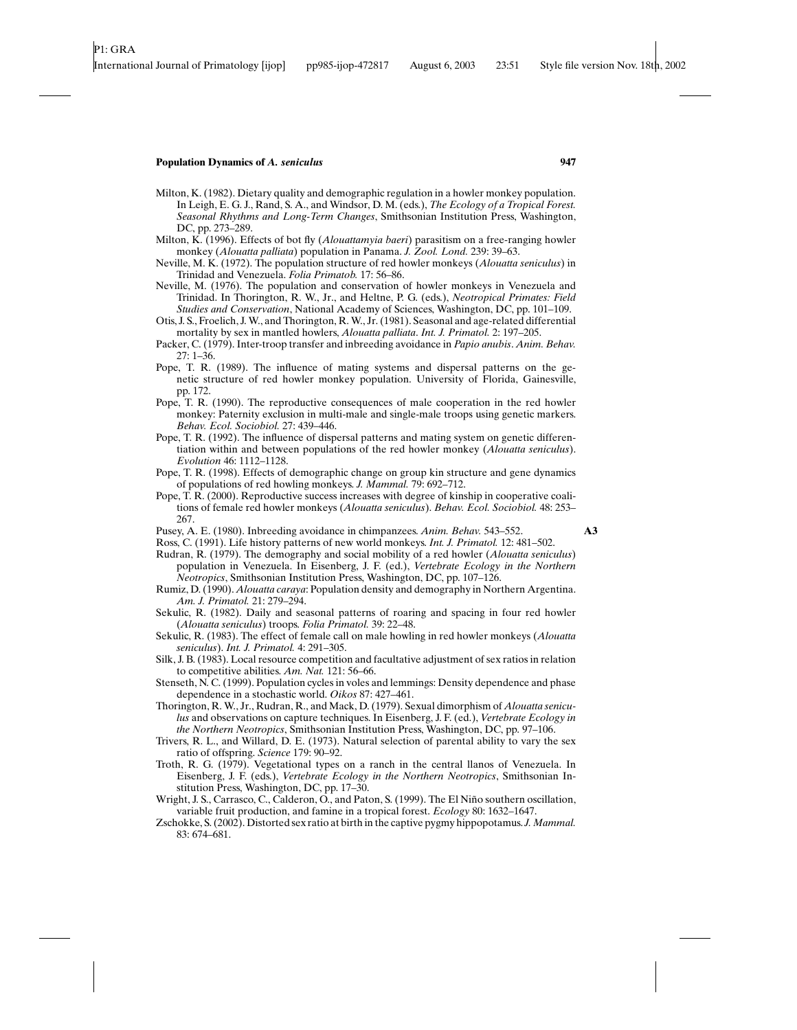Milton, K. (1982). Dietary quality and demographic regulation in a howler monkey population. In Leigh, E. G. J., Rand, S. A., and Windsor, D. M. (eds.), *The Ecology of a Tropical Forest. Seasonal Rhythms and Long-Term Changes*, Smithsonian Institution Press, Washington, DC, pp. 273–289.

Milton, K. (1996). Effects of bot fly (*Alouattamyia baeri*) parasitism on a free-ranging howler monkey (*Alouatta palliata*) population in Panama. *J. Zool. Lond.* 239: 39–63.

Neville, M. K. (1972). The population structure of red howler monkeys (*Alouatta seniculus*) in Trinidad and Venezuela. *Folia Primatob.* 17: 56–86.

Neville, M. (1976). The population and conservation of howler monkeys in Venezuela and Trinidad. In Thorington, R. W., Jr., and Heltne, P. G. (eds.), *Neotropical Primates: Field Studies and Conservation*, National Academy of Sciences, Washington, DC, pp. 101–109.

Otis, J. S., Froelich, J. W., and Thorington, R. W., Jr. (1981). Seasonal and age-related differential mortality by sex in mantled howlers, *Alouatta palliata*. *Int. J. Primatol.* 2: 197–205.

Packer, C. (1979). Inter-troop transfer and inbreeding avoidance in *Papio anubis*. *Anim. Behav.* 27: 1–36.

Pope, T. R. (1989). The influence of mating systems and dispersal patterns on the genetic structure of red howler monkey population. University of Florida, Gainesville, pp. 172.

Pope, T. R. (1990). The reproductive consequences of male cooperation in the red howler monkey: Paternity exclusion in multi-male and single-male troops using genetic markers. *Behav. Ecol. Sociobiol.* 27: 439–446.

Pope, T. R. (1992). The influence of dispersal patterns and mating system on genetic differentiation within and between populations of the red howler monkey (*Alouatta seniculus*). *Evolution* 46: 1112–1128.

Pope, T. R. (1998). Effects of demographic change on group kin structure and gene dynamics of populations of red howling monkeys. *J. Mammal.* 79: 692–712.

Pope, T. R. (2000). Reproductive success increases with degree of kinship in cooperative coalitions of female red howler monkeys (*Alouatta seniculus*). *Behav. Ecol. Sociobiol.* 48: 253–267.

Pusey, A. E. (1980). Inbreeding avoidance in chimpanzees. *Anim. Behav.* 543–552. **A3**

Ross, C. (1991). Life history patterns of new world monkeys. *Int. J. Primatol.* 12: 481–502.

Rudran, R. (1979). The demography and social mobility of a red howler (*Alouatta seniculus*) population in Venezuela. In Eisenberg, J. F. (ed.), *Vertebrate Ecology in the Northern Neotropics*, Smithsonian Institution Press, Washington, DC, pp. 107–126.

Rumiz, D. (1990). *Alouatta caraya*: Population density and demography in Northern Argentina. *Am. J. Primatol.* 21: 279–294.

Sekulic, R. (1982). Daily and seasonal patterns of roaring and spacing in four red howler (*Alouatta seniculus*) troops. *Folia Primatol.* 39: 22–48.

Sekulic, R. (1983). The effect of female call on male howling in red howler monkeys (*Alouatta seniculus*). *Int. J. Primatol.* 4: 291–305.

Silk, J. B. (1983). Local resource competition and facultative adjustment of sex ratios in relation to competitive abilities. *Am. Nat.* 121: 56–66.

Stenseth, N. C. (1999). Population cycles in voles and lemmings: Density dependence and phase dependence in a stochastic world. *Oikos* 87: 427–461.

Thorington, R. W., Jr., Rudran, R., and Mack, D. (1979). Sexual dimorphism of *Alouatta seniculus* and observations on capture techniques. In Eisenberg, J. F. (ed.), *Vertebrate Ecology in the Northern Neotropics*, Smithsonian Institution Press, Washington, DC, pp. 97–106.

Trivers, R. L., and Willard, D. E. (1973). Natural selection of parental ability to vary the sex ratio of offspring. *Science* 179: 90–92.

Troth, R. G. (1979). Vegetational types on a ranch in the central llanos of Venezuela. In Eisenberg, J. F. (eds.), *Vertebrate Ecology in the Northern Neotropics*, Smithsonian Institution Press, Washington, DC, pp. 17–30.

Wright, J. S., Carrasco, C., Calderon, O., and Paton, S. (1999). The El Niño southern oscillation, variable fruit production, and famine in a tropical forest. *Ecology* 80: 1632–1647.

Zschokke, S. (2002). Distorted sex ratio at birth in the captive pygmy hippopotamus. *J. Mammal.* 83: 674–681.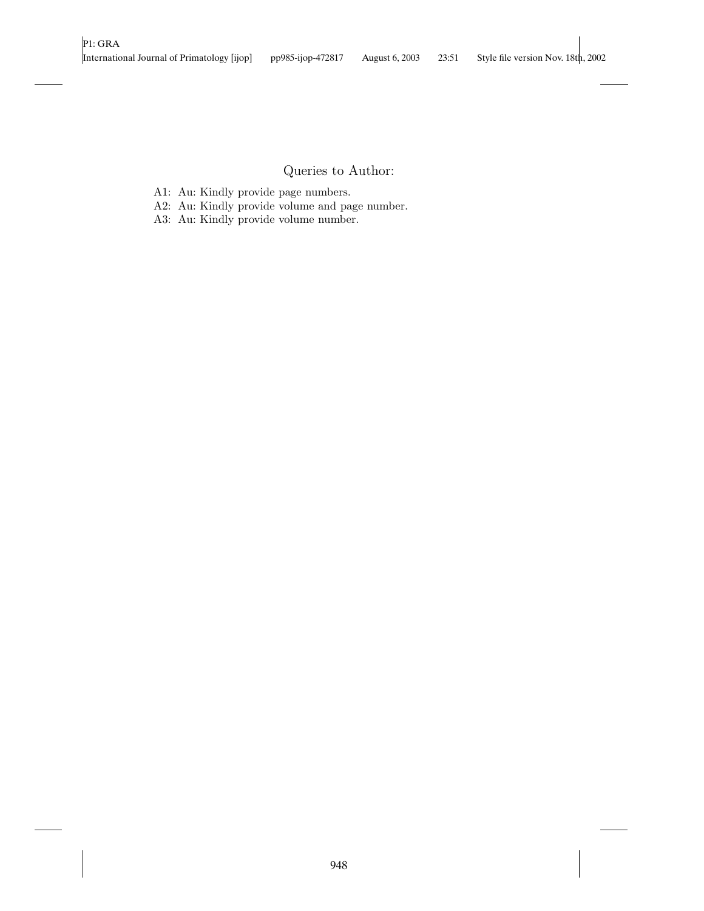## Queries to Author:

A1: Au: Kindly provide page numbers.
A2: Au: Kindly provide volume and page number.
A3: Au: Kindly provide volume number.